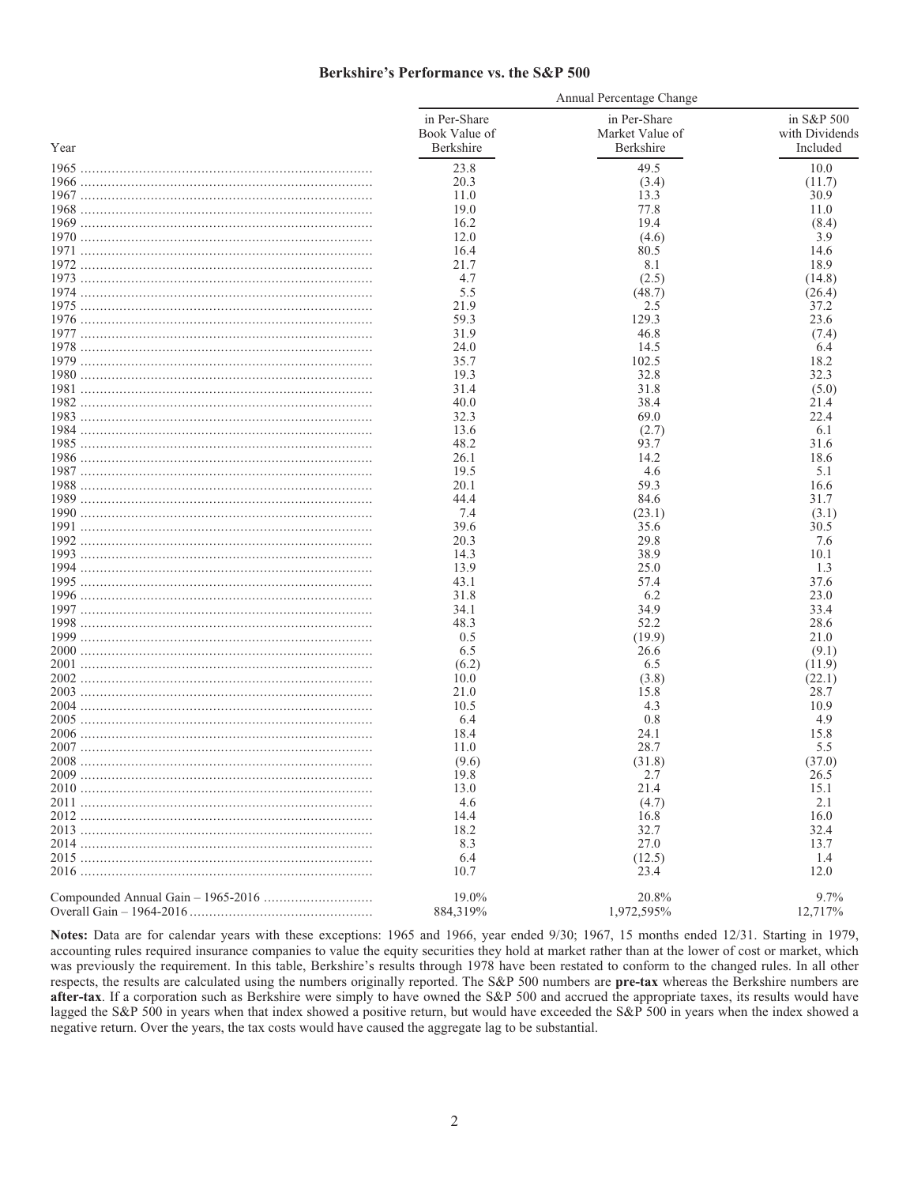## Berkshire's Performance vs. the S&P 500

| | Annual Percentage Change | | |
|---|---|---|---|
| Year | in Per-Share Book Value of Berkshire | in Per-Share Market Value of Berkshire | in S&P 500 with Dividends Included |
| 1965 | 23.8 | 49.5 | 10.0 |
| 1966 | 20.3 | (3.4) | (11.7) |
| 1967 | 11.0 | 13.3 | 30.9 |
| 1968 | 19.0 | 77.8 | 11.0 |
| 1969 | 16.2 | 19.4 | (8.4) |
| 1970 | 12.0 | (4.6) | 3.9 |
| 1971 | 16.4 | 80.5 | 14.6 |
| 1972 | 21.7 | 8.1 | 18.9 |
| 1973 | 4.7 | (2.5) | (14.8) |
| 1974 | 5.5 | (48.7) | (26.4) |
| 1975 | 21.9 | 2.5 | 37.2 |
| 1976 | 59.3 | 129.3 | 23.6 |
| 1977 | 31.9 | 46.8 | (7.4) |
| 1978 | 24.0 | 14.5 | 6.4 |
| 1979 | 35.7 | 102.5 | 18.2 |
| 1980 | 19.3 | 32.8 | 32.3 |
| 1981 | 31.4 | 31.8 | (5.0) |
| 1982 | 40.0 | 38.4 | 21.4 |
| 1983 | 32.3 | 69.0 | 22.4 |
| 1984 | 13.6 | (2.7) | 6.1 |
| 1985 | 48.2 | 93.7 | 31.6 |
| 1986 | 26.1 | 14.2 | 18.6 |
| 1987 | 19.5 | 4.6 | 5.1 |
| 1988 | 20.1 | 59.3 | 16.6 |
| 1989 | 44.4 | 84.6 | 31.7 |
| 1990 | 7.4 | (23.1) | (3.1) |
| 1991 | 39.6 | 35.6 | 30.5 |
| 1992 | 20.3 | 29.8 | 7.6 |
| 1993 | 14.3 | 38.9 | 10.1 |
| 1994 | 13.9 | 25.0 | 1.3 |
| 1995 | 43.1 | 57.4 | 37.6 |
| 1996 | 31.8 | 6.2 | 23.0 |
| 1997 | 34.1 | 34.9 | 33.4 |
| 1998 | 48.3 | 52.2 | 28.6 |
| 1999 | 0.5 | (19.9) | 21.0 |
| 2000 | 6.5 | 26.6 | (9.1) |
| 2001 | (6.2) | 6.5 | (11.9) |
| 2002 | 10.0 | (3.8) | (22.1) |
| 2003 | 21.0 | 15.8 | 28.7 |
| 2004 | 10.5 | 4.3 | 10.9 |
| 2005 | 6.4 | 0.8 | 4.9 |
| 2006 | 18.4 | 24.1 | 15.8 |
| 2007 | 11.0 | 28.7 | 5.5 |
| 2008 | (9.6) | (31.8) | (37.0) |
| 2009 | 19.8 | 2.7 | 26.5 |
| 2010 | 13.0 | 21.4 | 15.1 |
| 2011 | 4.6 | (4.7) | 2.1 |
| 2012 | 14.4 | 16.8 | 16.0 |
| 2013 | 18.2 | 32.7 | 32.4 |
| 2014 | 8.3 | 27.0 | 13.7 |
| 2015 | 6.4 | (12.5) | 1.4 |
| 2016 | 10.7 | 23.4 | 12.0 |
| Compounded Annual Gain – 1965-2016 | 19.0% | 20.8% | 9.7% |
| Overall Gain – 1964-2016 | 884,319% | 1,972,595% | 12,717% |

**Notes:** Data are for calendar years with these exceptions: 1965 and 1966, year ended 9/30; 1967, 15 months ended 12/31. Starting in 1979, accounting rules required insurance companies to value the equity securities they hold at market rather than at the lower of cost or market, which was previously the requirement. In this table, Berkshire's results through 1978 have been restated to conform to the changed rules. In all other respects, the results are calculated using the numbers originally reported. The S&P 500 numbers are **pre-tax** whereas the Berkshire numbers are **after-tax**. If a corporation such as Berkshire were simply to have owned the S&P 500 and accrued the appropriate taxes, its results would have lagged the S&P 500 in years when that index showed a positive return, but would have exceeded the S&P 500 in years when the index showed a negative return. Over the years, the tax costs would have caused the aggregate lag to be substantial.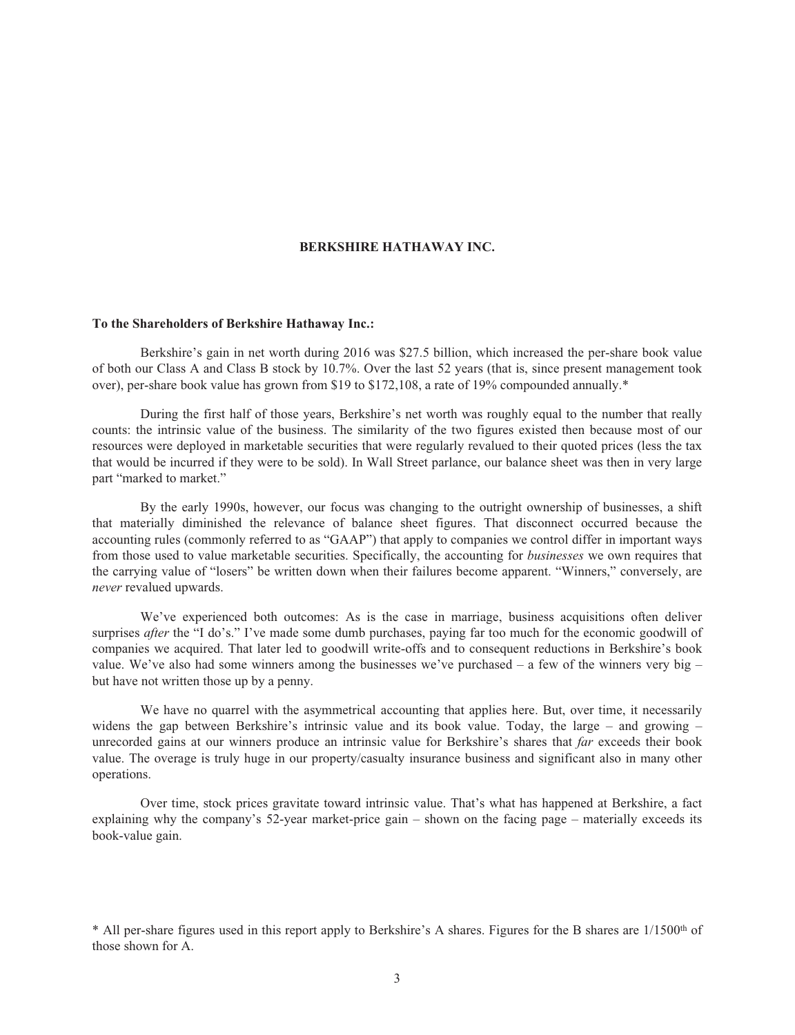# BERKSHIRE HATHAWAY INC.

**To the Shareholders of Berkshire Hathaway Inc.:**

Berkshire's gain in net worth during 2016 was $27.5 billion, which increased the per-share book value of both our Class A and Class B stock by 10.7%. Over the last 52 years (that is, since present management took over), per-share book value has grown from $19 to $172,108, a rate of 19% compounded annually.*

During the first half of those years, Berkshire's net worth was roughly equal to the number that really counts: the intrinsic value of the business. The similarity of the two figures existed then because most of our resources were deployed in marketable securities that were regularly revalued to their quoted prices (less the tax that would be incurred if they were to be sold). In Wall Street parlance, our balance sheet was then in very large part "marked to market."

By the early 1990s, however, our focus was changing to the outright ownership of businesses, a shift that materially diminished the relevance of balance sheet figures. That disconnect occurred because the accounting rules (commonly referred to as "GAAP") that apply to companies we control differ in important ways from those used to value marketable securities. Specifically, the accounting for *businesses* we own requires that the carrying value of "losers" be written down when their failures become apparent. "Winners," conversely, are *never* revalued upwards.

We've experienced both outcomes: As is the case in marriage, business acquisitions often deliver surprises *after* the "I do's." I've made some dumb purchases, paying far too much for the economic goodwill of companies we acquired. That later led to goodwill write-offs and to consequent reductions in Berkshire's book value. We've also had some winners among the businesses we've purchased – a few of the winners very big – but have not written those up by a penny.

We have no quarrel with the asymmetrical accounting that applies here. But, over time, it necessarily widens the gap between Berkshire's intrinsic value and its book value. Today, the large – and growing – unrecorded gains at our winners produce an intrinsic value for Berkshire's shares that *far* exceeds their book value. The overage is truly huge in our property/casualty insurance business and significant also in many other operations.

Over time, stock prices gravitate toward intrinsic value. That's what has happened at Berkshire, a fact explaining why the company's 52-year market-price gain – shown on the facing page – materially exceeds its book-value gain.

* All per-share figures used in this report apply to Berkshire's A shares. Figures for the B shares are 1/1500th of those shown for A.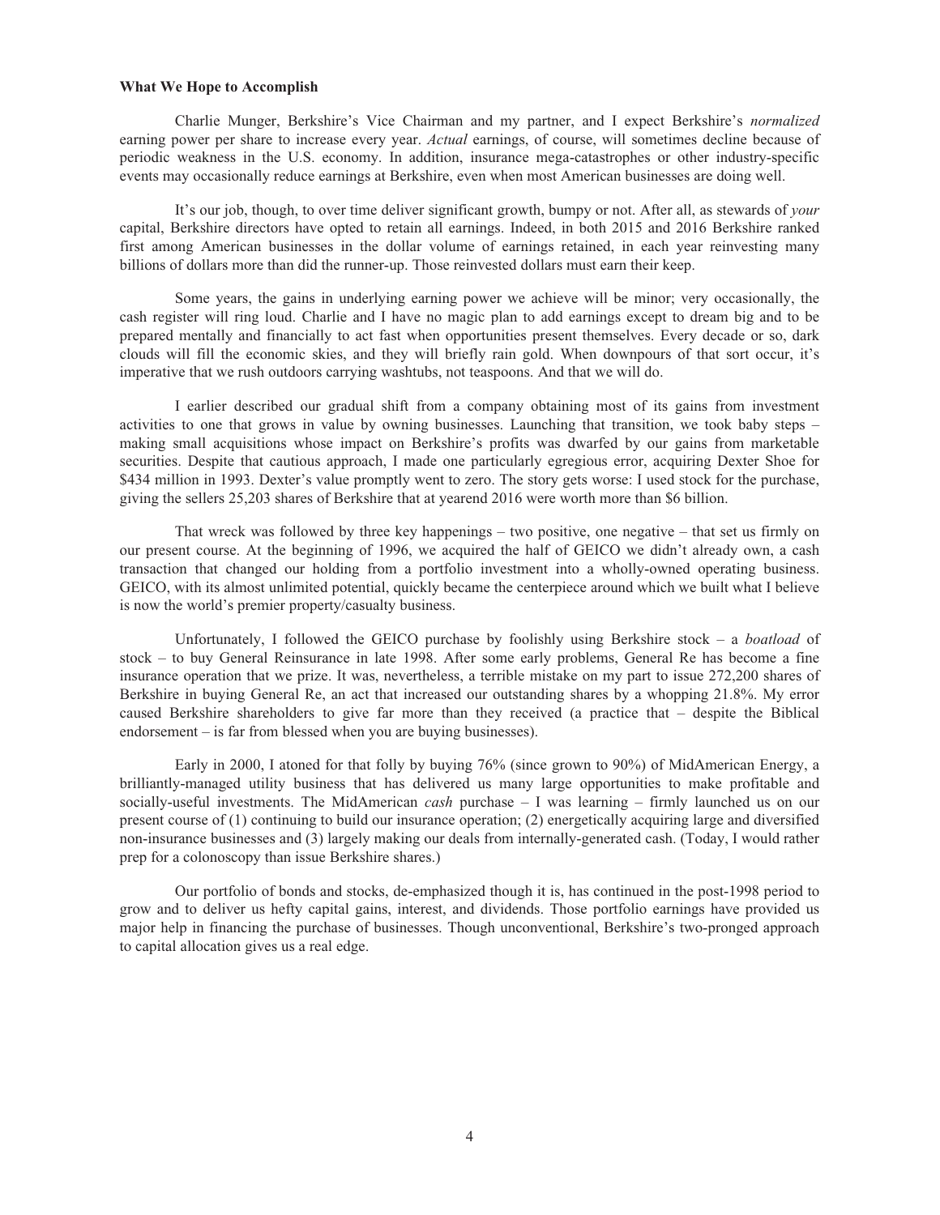**What We Hope to Accomplish**

Charlie Munger, Berkshire's Vice Chairman and my partner, and I expect Berkshire's *normalized* earning power per share to increase every year. *Actual* earnings, of course, will sometimes decline because of periodic weakness in the U.S. economy. In addition, insurance mega-catastrophes or other industry-specific events may occasionally reduce earnings at Berkshire, even when most American businesses are doing well.

It's our job, though, to over time deliver significant growth, bumpy or not. After all, as stewards of *your* capital, Berkshire directors have opted to retain all earnings. Indeed, in both 2015 and 2016 Berkshire ranked first among American businesses in the dollar volume of earnings retained, in each year reinvesting many billions of dollars more than did the runner-up. Those reinvested dollars must earn their keep.

Some years, the gains in underlying earning power we achieve will be minor; very occasionally, the cash register will ring loud. Charlie and I have no magic plan to add earnings except to dream big and to be prepared mentally and financially to act fast when opportunities present themselves. Every decade or so, dark clouds will fill the economic skies, and they will briefly rain gold. When downpours of that sort occur, it's imperative that we rush outdoors carrying washtubs, not teaspoons. And that we will do.

I earlier described our gradual shift from a company obtaining most of its gains from investment activities to one that grows in value by owning businesses. Launching that transition, we took baby steps – making small acquisitions whose impact on Berkshire's profits was dwarfed by our gains from marketable securities. Despite that cautious approach, I made one particularly egregious error, acquiring Dexter Shoe for $434 million in 1993. Dexter's value promptly went to zero. The story gets worse: I used stock for the purchase, giving the sellers 25,203 shares of Berkshire that at yearend 2016 were worth more than $6 billion.

That wreck was followed by three key happenings – two positive, one negative – that set us firmly on our present course. At the beginning of 1996, we acquired the half of GEICO we didn't already own, a cash transaction that changed our holding from a portfolio investment into a wholly-owned operating business. GEICO, with its almost unlimited potential, quickly became the centerpiece around which we built what I believe is now the world's premier property/casualty business.

Unfortunately, I followed the GEICO purchase by foolishly using Berkshire stock – a *boatload* of stock – to buy General Reinsurance in late 1998. After some early problems, General Re has become a fine insurance operation that we prize. It was, nevertheless, a terrible mistake on my part to issue 272,200 shares of Berkshire in buying General Re, an act that increased our outstanding shares by a whopping 21.8%. My error caused Berkshire shareholders to give far more than they received (a practice that – despite the Biblical endorsement – is far from blessed when you are buying businesses).

Early in 2000, I atoned for that folly by buying 76% (since grown to 90%) of MidAmerican Energy, a brilliantly-managed utility business that has delivered us many large opportunities to make profitable and socially-useful investments. The MidAmerican *cash* purchase – I was learning – firmly launched us on our present course of (1) continuing to build our insurance operation; (2) energetically acquiring large and diversified non-insurance businesses and (3) largely making our deals from internally-generated cash. (Today, I would rather prep for a colonoscopy than issue Berkshire shares.)

Our portfolio of bonds and stocks, de-emphasized though it is, has continued in the post-1998 period to grow and to deliver us hefty capital gains, interest, and dividends. Those portfolio earnings have provided us major help in financing the purchase of businesses. Though unconventional, Berkshire's two-pronged approach to capital allocation gives us a real edge.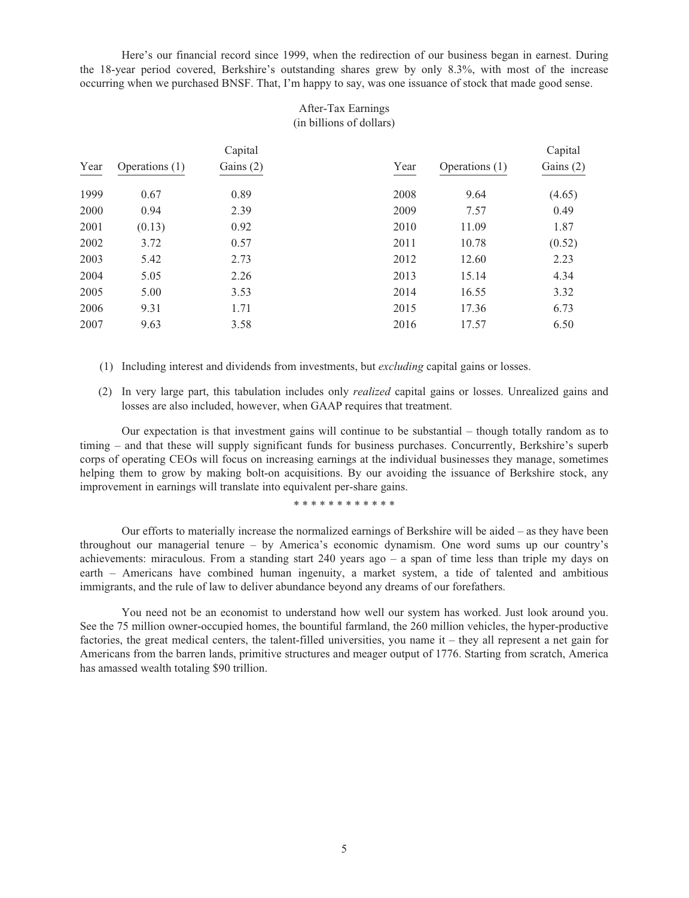Here's our financial record since 1999, when the redirection of our business began in earnest. During the 18-year period covered, Berkshire's outstanding shares grew by only 8.3%, with most of the increase occurring when we purchased BNSF. That, I'm happy to say, was one issuance of stock that made good sense.

After-Tax Earnings
(in billions of dollars)

| Year | Operations (1) | Capital Gains (2) | Year | Operations (1) | Capital Gains (2) |
|---|---|---|---|---|---|
| 1999 | 0.67 | 0.89 | 2008 | 9.64 | (4.65) |
| 2000 | 0.94 | 2.39 | 2009 | 7.57 | 0.49 |
| 2001 | (0.13) | 0.92 | 2010 | 11.09 | 1.87 |
| 2002 | 3.72 | 0.57 | 2011 | 10.78 | (0.52) |
| 2003 | 5.42 | 2.73 | 2012 | 12.60 | 2.23 |
| 2004 | 5.05 | 2.26 | 2013 | 15.14 | 4.34 |
| 2005 | 5.00 | 3.53 | 2014 | 16.55 | 3.32 |
| 2006 | 9.31 | 1.71 | 2015 | 17.36 | 6.73 |
| 2007 | 9.63 | 3.58 | 2016 | 17.57 | 6.50 |

(1) Including interest and dividends from investments, but *excluding* capital gains or losses.

(2) In very large part, this tabulation includes only *realized* capital gains or losses. Unrealized gains and losses are also included, however, when GAAP requires that treatment.

Our expectation is that investment gains will continue to be substantial – though totally random as to timing – and that these will supply significant funds for business purchases. Concurrently, Berkshire's superb corps of operating CEOs will focus on increasing earnings at the individual businesses they manage, sometimes helping them to grow by making bolt-on acquisitions. By our avoiding the issuance of Berkshire stock, any improvement in earnings will translate into equivalent per-share gains.

* * * * * * * * * * * *

Our efforts to materially increase the normalized earnings of Berkshire will be aided – as they have been throughout our managerial tenure – by America's economic dynamism. One word sums up our country's achievements: miraculous. From a standing start 240 years ago – a span of time less than triple my days on earth – Americans have combined human ingenuity, a market system, a tide of talented and ambitious immigrants, and the rule of law to deliver abundance beyond any dreams of our forefathers.

You need not be an economist to understand how well our system has worked. Just look around you. See the 75 million owner-occupied homes, the bountiful farmland, the 260 million vehicles, the hyper-productive factories, the great medical centers, the talent-filled universities, you name it – they all represent a net gain for Americans from the barren lands, primitive structures and meager output of 1776. Starting from scratch, America has amassed wealth totaling $90 trillion.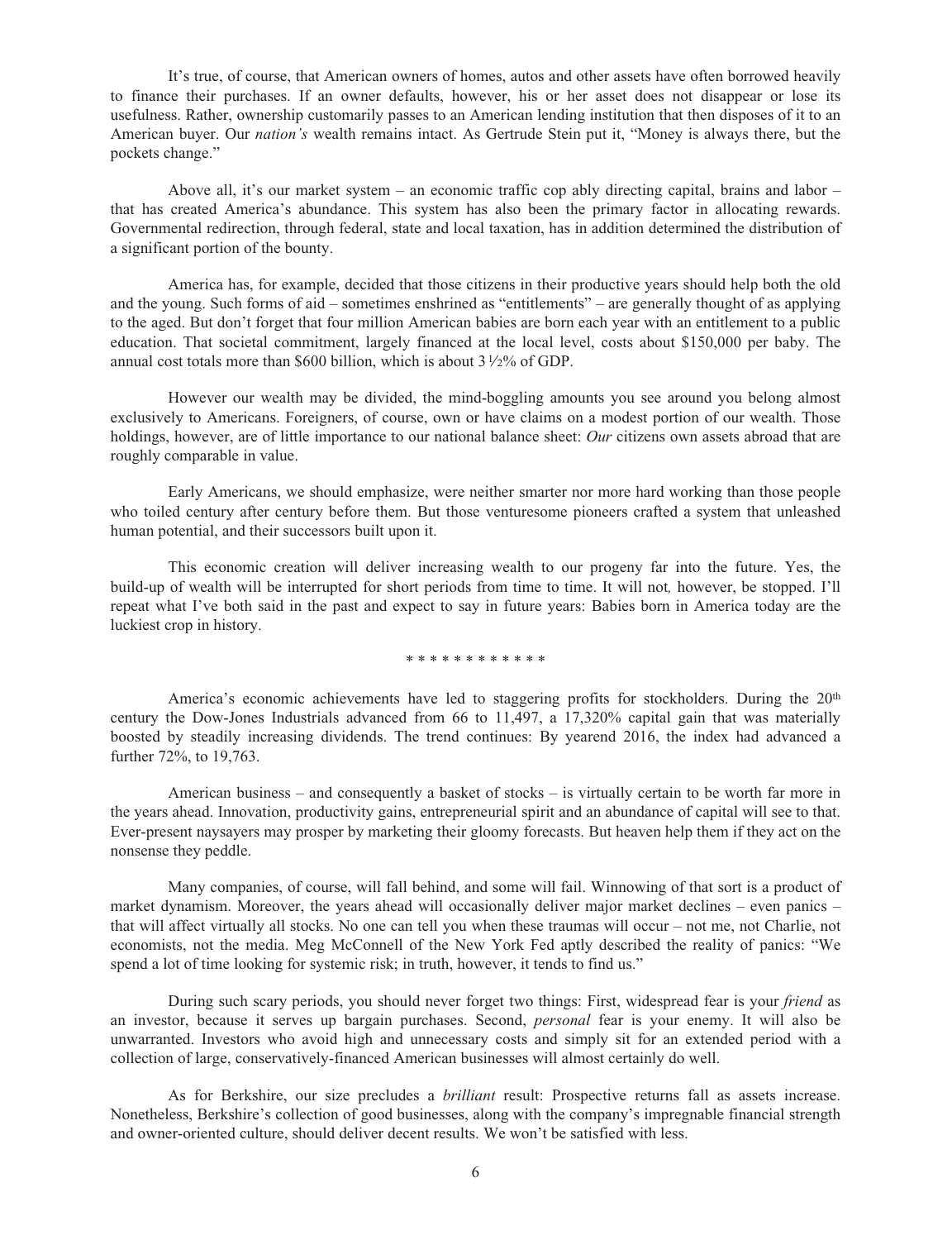It's true, of course, that American owners of homes, autos and other assets have often borrowed heavily to finance their purchases. If an owner defaults, however, his or her asset does not disappear or lose its usefulness. Rather, ownership customarily passes to an American lending institution that then disposes of it to an American buyer. Our *nation's* wealth remains intact. As Gertrude Stein put it, "Money is always there, but the pockets change."

Above all, it's our market system – an economic traffic cop ably directing capital, brains and labor – that has created America's abundance. This system has also been the primary factor in allocating rewards. Governmental redirection, through federal, state and local taxation, has in addition determined the distribution of a significant portion of the bounty.

America has, for example, decided that those citizens in their productive years should help both the old and the young. Such forms of aid – sometimes enshrined as "entitlements" – are generally thought of as applying to the aged. But don't forget that four million American babies are born each year with an entitlement to a public education. That societal commitment, largely financed at the local level, costs about $150,000 per baby. The annual cost totals more than $600 billion, which is about 3½% of GDP.

However our wealth may be divided, the mind-boggling amounts you see around you belong almost exclusively to Americans. Foreigners, of course, own or have claims on a modest portion of our wealth. Those holdings, however, are of little importance to our national balance sheet: *Our* citizens own assets abroad that are roughly comparable in value.

Early Americans, we should emphasize, were neither smarter nor more hard working than those people who toiled century after century before them. But those venturesome pioneers crafted a system that unleashed human potential, and their successors built upon it.

This economic creation will deliver increasing wealth to our progeny far into the future. Yes, the build-up of wealth will be interrupted for short periods from time to time. It will not*,* however, be stopped. I'll repeat what I've both said in the past and expect to say in future years: Babies born in America today are the luckiest crop in history.

\* \* \* \* \* \* \* \* \* \* \* \*

America's economic achievements have led to staggering profits for stockholders. During the 20th century the Dow-Jones Industrials advanced from 66 to 11,497, a 17,320% capital gain that was materially boosted by steadily increasing dividends. The trend continues: By yearend 2016, the index had advanced a further 72%, to 19,763.

American business – and consequently a basket of stocks – is virtually certain to be worth far more in the years ahead. Innovation, productivity gains, entrepreneurial spirit and an abundance of capital will see to that. Ever-present naysayers may prosper by marketing their gloomy forecasts. But heaven help them if they act on the nonsense they peddle.

Many companies, of course, will fall behind, and some will fail. Winnowing of that sort is a product of market dynamism. Moreover, the years ahead will occasionally deliver major market declines – even panics – that will affect virtually all stocks. No one can tell you when these traumas will occur – not me, not Charlie, not economists, not the media. Meg McConnell of the New York Fed aptly described the reality of panics: "We spend a lot of time looking for systemic risk; in truth, however, it tends to find us."

During such scary periods, you should never forget two things: First, widespread fear is your *friend* as an investor, because it serves up bargain purchases. Second, *personal* fear is your enemy. It will also be unwarranted. Investors who avoid high and unnecessary costs and simply sit for an extended period with a collection of large, conservatively-financed American businesses will almost certainly do well.

As for Berkshire, our size precludes a *brilliant* result: Prospective returns fall as assets increase. Nonetheless, Berkshire's collection of good businesses, along with the company's impregnable financial strength and owner-oriented culture, should deliver decent results. We won't be satisfied with less.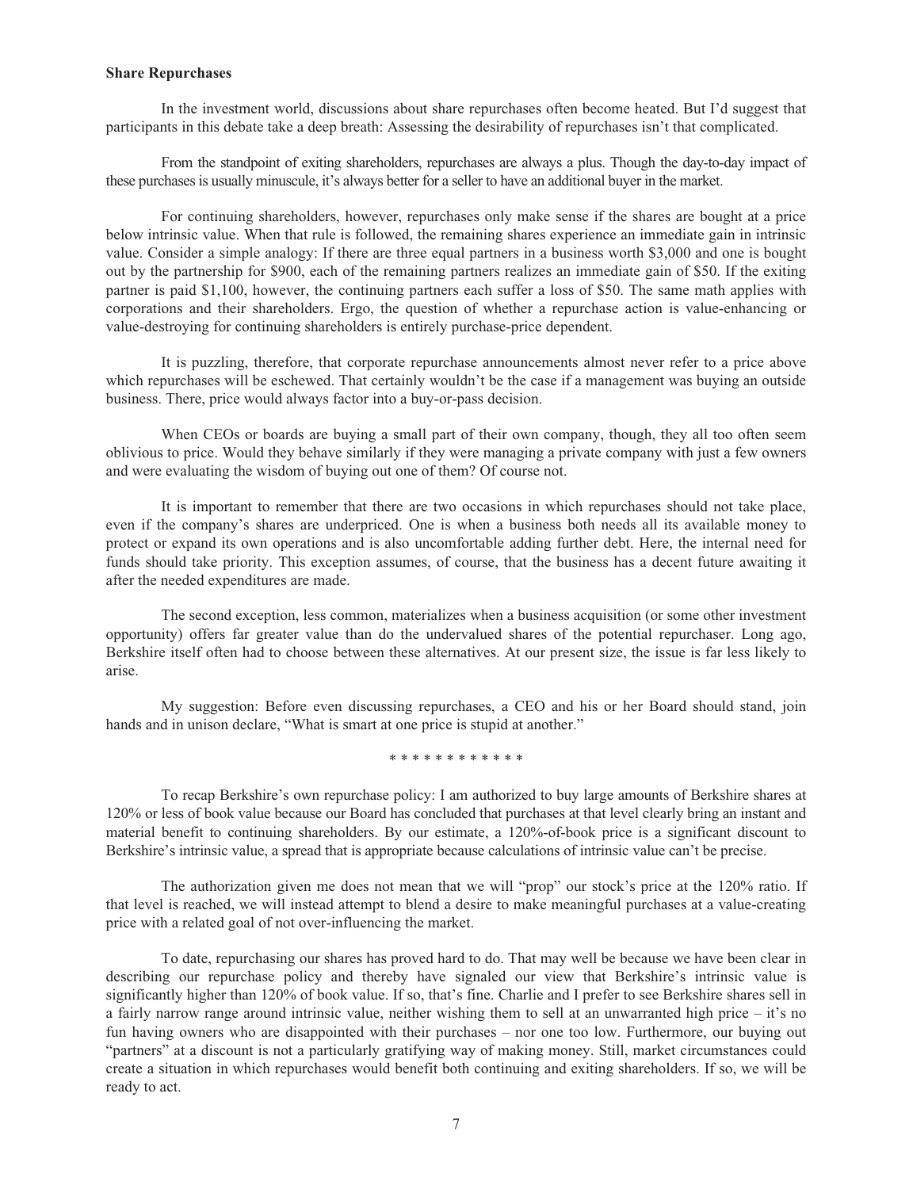**Share Repurchases**

In the investment world, discussions about share repurchases often become heated. But I'd suggest that participants in this debate take a deep breath: Assessing the desirability of repurchases isn't that complicated.

From the standpoint of exiting shareholders, repurchases are always a plus. Though the day-to-day impact of these purchases is usually minuscule, it's always better for a seller to have an additional buyer in the market.

For continuing shareholders, however, repurchases only make sense if the shares are bought at a price below intrinsic value. When that rule is followed, the remaining shares experience an immediate gain in intrinsic value. Consider a simple analogy: If there are three equal partners in a business worth \$3,000 and one is bought out by the partnership for \$900, each of the remaining partners realizes an immediate gain of \$50. If the exiting partner is paid \$1,100, however, the continuing partners each suffer a loss of \$50. The same math applies with corporations and their shareholders. Ergo, the question of whether a repurchase action is value-enhancing or value-destroying for continuing shareholders is entirely purchase-price dependent.

It is puzzling, therefore, that corporate repurchase announcements almost never refer to a price above which repurchases will be eschewed. That certainly wouldn't be the case if a management was buying an outside business. There, price would always factor into a buy-or-pass decision.

When CEOs or boards are buying a small part of their own company, though, they all too often seem oblivious to price. Would they behave similarly if they were managing a private company with just a few owners and were evaluating the wisdom of buying out one of them? Of course not.

It is important to remember that there are two occasions in which repurchases should not take place, even if the company's shares are underpriced. One is when a business both needs all its available money to protect or expand its own operations and is also uncomfortable adding further debt. Here, the internal need for funds should take priority. This exception assumes, of course, that the business has a decent future awaiting it after the needed expenditures are made.

The second exception, less common, materializes when a business acquisition (or some other investment opportunity) offers far greater value than do the undervalued shares of the potential repurchaser. Long ago, Berkshire itself often had to choose between these alternatives. At our present size, the issue is far less likely to arise.

My suggestion: Before even discussing repurchases, a CEO and his or her Board should stand, join hands and in unison declare, "What is smart at one price is stupid at another."

* * * * * * * * * * * *

To recap Berkshire's own repurchase policy: I am authorized to buy large amounts of Berkshire shares at 120% or less of book value because our Board has concluded that purchases at that level clearly bring an instant and material benefit to continuing shareholders. By our estimate, a 120%-of-book price is a significant discount to Berkshire's intrinsic value, a spread that is appropriate because calculations of intrinsic value can't be precise.

The authorization given me does not mean that we will "prop" our stock's price at the 120% ratio. If that level is reached, we will instead attempt to blend a desire to make meaningful purchases at a value-creating price with a related goal of not over-influencing the market.

To date, repurchasing our shares has proved hard to do. That may well be because we have been clear in describing our repurchase policy and thereby have signaled our view that Berkshire's intrinsic value is significantly higher than 120% of book value. If so, that's fine. Charlie and I prefer to see Berkshire shares sell in a fairly narrow range around intrinsic value, neither wishing them to sell at an unwarranted high price – it's no fun having owners who are disappointed with their purchases – nor one too low. Furthermore, our buying out "partners" at a discount is not a particularly gratifying way of making money. Still, market circumstances could create a situation in which repurchases would benefit both continuing and exiting shareholders. If so, we will be ready to act.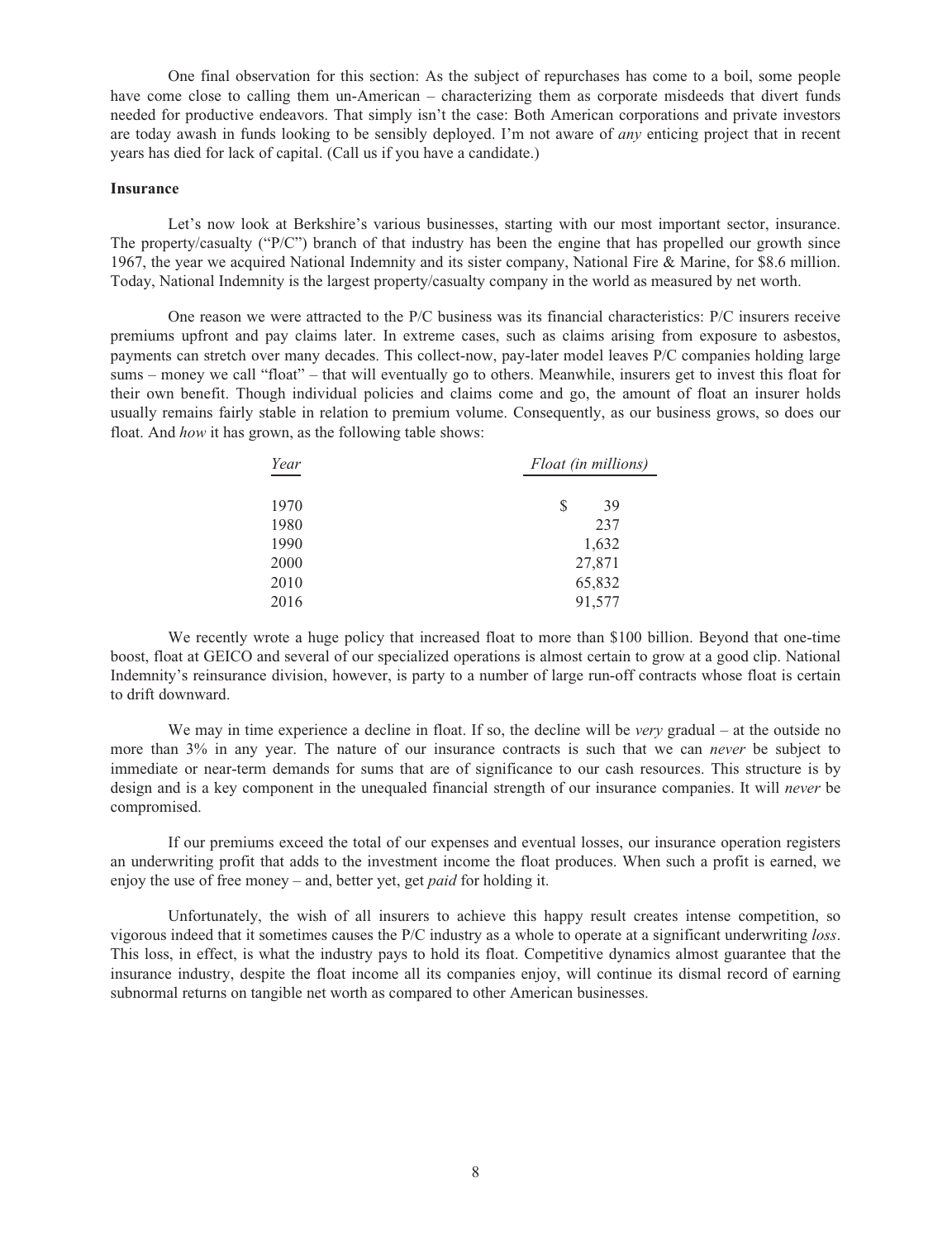One final observation for this section: As the subject of repurchases has come to a boil, some people have come close to calling them un-American – characterizing them as corporate misdeeds that divert funds needed for productive endeavors. That simply isn't the case: Both American corporations and private investors are today awash in funds looking to be sensibly deployed. I'm not aware of *any* enticing project that in recent years has died for lack of capital. (Call us if you have a candidate.)

**Insurance**

Let's now look at Berkshire's various businesses, starting with our most important sector, insurance. The property/casualty ("P/C") branch of that industry has been the engine that has propelled our growth since 1967, the year we acquired National Indemnity and its sister company, National Fire & Marine, for $8.6 million. Today, National Indemnity is the largest property/casualty company in the world as measured by net worth.

One reason we were attracted to the P/C business was its financial characteristics: P/C insurers receive premiums upfront and pay claims later. In extreme cases, such as claims arising from exposure to asbestos, payments can stretch over many decades. This collect-now, pay-later model leaves P/C companies holding large sums – money we call "float" – that will eventually go to others. Meanwhile, insurers get to invest this float for their own benefit. Though individual policies and claims come and go, the amount of float an insurer holds usually remains fairly stable in relation to premium volume. Consequently, as our business grows, so does our float. And *how* it has grown, as the following table shows:

| *Year* | *Float (in millions)* |
|---|---|
| 1970 | $ 39 |
| 1980 | 237 |
| 1990 | 1,632 |
| 2000 | 27,871 |
| 2010 | 65,832 |
| 2016 | 91,577 |

We recently wrote a huge policy that increased float to more than $100 billion. Beyond that one-time boost, float at GEICO and several of our specialized operations is almost certain to grow at a good clip. National Indemnity's reinsurance division, however, is party to a number of large run-off contracts whose float is certain to drift downward.

We may in time experience a decline in float. If so, the decline will be *very* gradual – at the outside no more than 3% in any year. The nature of our insurance contracts is such that we can *never* be subject to immediate or near-term demands for sums that are of significance to our cash resources. This structure is by design and is a key component in the unequaled financial strength of our insurance companies. It will *never* be compromised.

If our premiums exceed the total of our expenses and eventual losses, our insurance operation registers an underwriting profit that adds to the investment income the float produces. When such a profit is earned, we enjoy the use of free money – and, better yet, get *paid* for holding it.

Unfortunately, the wish of all insurers to achieve this happy result creates intense competition, so vigorous indeed that it sometimes causes the P/C industry as a whole to operate at a significant underwriting *loss*. This loss, in effect, is what the industry pays to hold its float. Competitive dynamics almost guarantee that the insurance industry, despite the float income all its companies enjoy, will continue its dismal record of earning subnormal returns on tangible net worth as compared to other American businesses.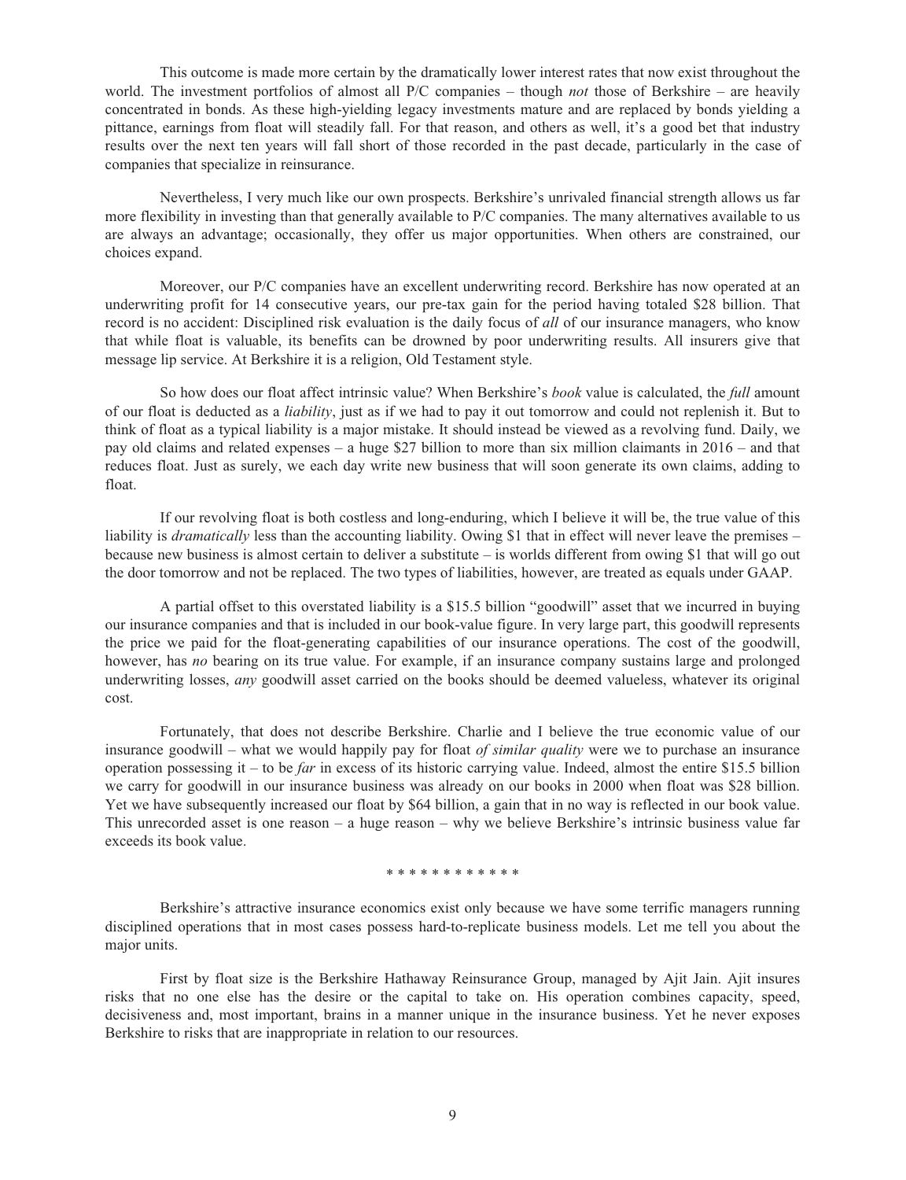This outcome is made more certain by the dramatically lower interest rates that now exist throughout the world. The investment portfolios of almost all P/C companies – though *not* those of Berkshire – are heavily concentrated in bonds. As these high-yielding legacy investments mature and are replaced by bonds yielding a pittance, earnings from float will steadily fall. For that reason, and others as well, it's a good bet that industry results over the next ten years will fall short of those recorded in the past decade, particularly in the case of companies that specialize in reinsurance.

Nevertheless, I very much like our own prospects. Berkshire's unrivaled financial strength allows us far more flexibility in investing than that generally available to P/C companies. The many alternatives available to us are always an advantage; occasionally, they offer us major opportunities. When others are constrained, our choices expand.

Moreover, our P/C companies have an excellent underwriting record. Berkshire has now operated at an underwriting profit for 14 consecutive years, our pre-tax gain for the period having totaled $28 billion. That record is no accident: Disciplined risk evaluation is the daily focus of *all* of our insurance managers, who know that while float is valuable, its benefits can be drowned by poor underwriting results. All insurers give that message lip service. At Berkshire it is a religion, Old Testament style.

So how does our float affect intrinsic value? When Berkshire's *book* value is calculated, the *full* amount of our float is deducted as a *liability*, just as if we had to pay it out tomorrow and could not replenish it. But to think of float as a typical liability is a major mistake. It should instead be viewed as a revolving fund. Daily, we pay old claims and related expenses – a huge $27 billion to more than six million claimants in 2016 – and that reduces float. Just as surely, we each day write new business that will soon generate its own claims, adding to float.

If our revolving float is both costless and long-enduring, which I believe it will be, the true value of this liability is *dramatically* less than the accounting liability. Owing $1 that in effect will never leave the premises – because new business is almost certain to deliver a substitute – is worlds different from owing $1 that will go out the door tomorrow and not be replaced. The two types of liabilities, however, are treated as equals under GAAP.

A partial offset to this overstated liability is a $15.5 billion "goodwill" asset that we incurred in buying our insurance companies and that is included in our book-value figure. In very large part, this goodwill represents the price we paid for the float-generating capabilities of our insurance operations. The cost of the goodwill, however, has *no* bearing on its true value. For example, if an insurance company sustains large and prolonged underwriting losses, *any* goodwill asset carried on the books should be deemed valueless, whatever its original cost.

Fortunately, that does not describe Berkshire. Charlie and I believe the true economic value of our insurance goodwill – what we would happily pay for float *of similar quality* were we to purchase an insurance operation possessing it – to be *far* in excess of its historic carrying value. Indeed, almost the entire $15.5 billion we carry for goodwill in our insurance business was already on our books in 2000 when float was $28 billion. Yet we have subsequently increased our float by $64 billion, a gain that in no way is reflected in our book value. This unrecorded asset is one reason – a huge reason – why we believe Berkshire's intrinsic business value far exceeds its book value.

\* \* \* \* \* \* \* \* \* \* \* \*

Berkshire's attractive insurance economics exist only because we have some terrific managers running disciplined operations that in most cases possess hard-to-replicate business models. Let me tell you about the major units.

First by float size is the Berkshire Hathaway Reinsurance Group, managed by Ajit Jain. Ajit insures risks that no one else has the desire or the capital to take on. His operation combines capacity, speed, decisiveness and, most important, brains in a manner unique in the insurance business. Yet he never exposes Berkshire to risks that are inappropriate in relation to our resources.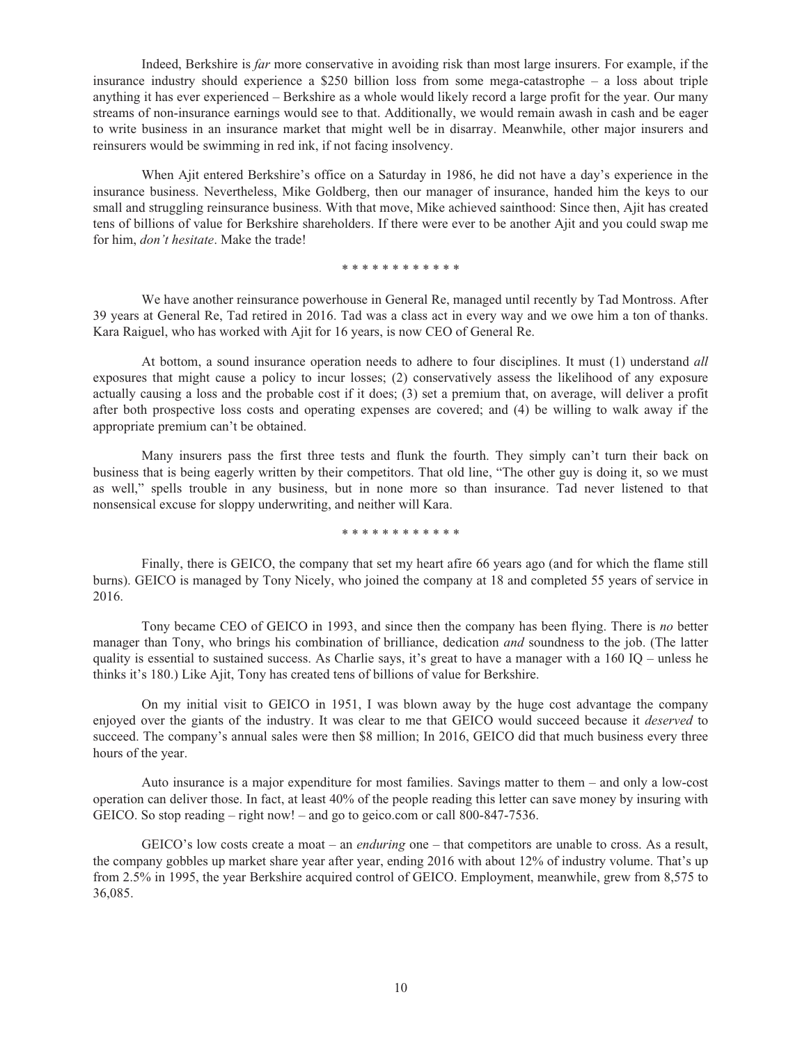Indeed, Berkshire is *far* more conservative in avoiding risk than most large insurers. For example, if the insurance industry should experience a $250 billion loss from some mega-catastrophe – a loss about triple anything it has ever experienced – Berkshire as a whole would likely record a large profit for the year. Our many streams of non-insurance earnings would see to that. Additionally, we would remain awash in cash and be eager to write business in an insurance market that might well be in disarray. Meanwhile, other major insurers and reinsurers would be swimming in red ink, if not facing insolvency.

When Ajit entered Berkshire's office on a Saturday in 1986, he did not have a day's experience in the insurance business. Nevertheless, Mike Goldberg, then our manager of insurance, handed him the keys to our small and struggling reinsurance business. With that move, Mike achieved sainthood: Since then, Ajit has created tens of billions of value for Berkshire shareholders. If there were ever to be another Ajit and you could swap me for him, *don't hesitate*. Make the trade!

\* \* \* \* \* \* \* \* \* \* \* \*

We have another reinsurance powerhouse in General Re, managed until recently by Tad Montross. After 39 years at General Re, Tad retired in 2016. Tad was a class act in every way and we owe him a ton of thanks. Kara Raiguel, who has worked with Ajit for 16 years, is now CEO of General Re.

At bottom, a sound insurance operation needs to adhere to four disciplines. It must (1) understand *all* exposures that might cause a policy to incur losses; (2) conservatively assess the likelihood of any exposure actually causing a loss and the probable cost if it does; (3) set a premium that, on average, will deliver a profit after both prospective loss costs and operating expenses are covered; and (4) be willing to walk away if the appropriate premium can't be obtained.

Many insurers pass the first three tests and flunk the fourth. They simply can't turn their back on business that is being eagerly written by their competitors. That old line, "The other guy is doing it, so we must as well," spells trouble in any business, but in none more so than insurance. Tad never listened to that nonsensical excuse for sloppy underwriting, and neither will Kara.

\* \* \* \* \* \* \* \* \* \* \* \*

Finally, there is GEICO, the company that set my heart afire 66 years ago (and for which the flame still burns). GEICO is managed by Tony Nicely, who joined the company at 18 and completed 55 years of service in 2016.

Tony became CEO of GEICO in 1993, and since then the company has been flying. There is *no* better manager than Tony, who brings his combination of brilliance, dedication *and* soundness to the job. (The latter quality is essential to sustained success. As Charlie says, it's great to have a manager with a 160 IQ – unless he thinks it's 180.) Like Ajit, Tony has created tens of billions of value for Berkshire.

On my initial visit to GEICO in 1951, I was blown away by the huge cost advantage the company enjoyed over the giants of the industry. It was clear to me that GEICO would succeed because it *deserved* to succeed. The company's annual sales were then $8 million; In 2016, GEICO did that much business every three hours of the year.

Auto insurance is a major expenditure for most families. Savings matter to them – and only a low-cost operation can deliver those. In fact, at least 40% of the people reading this letter can save money by insuring with GEICO. So stop reading – right now! – and go to geico.com or call 800-847-7536.

GEICO's low costs create a moat – an *enduring* one – that competitors are unable to cross. As a result, the company gobbles up market share year after year, ending 2016 with about 12% of industry volume. That's up from 2.5% in 1995, the year Berkshire acquired control of GEICO. Employment, meanwhile, grew from 8,575 to 36,085.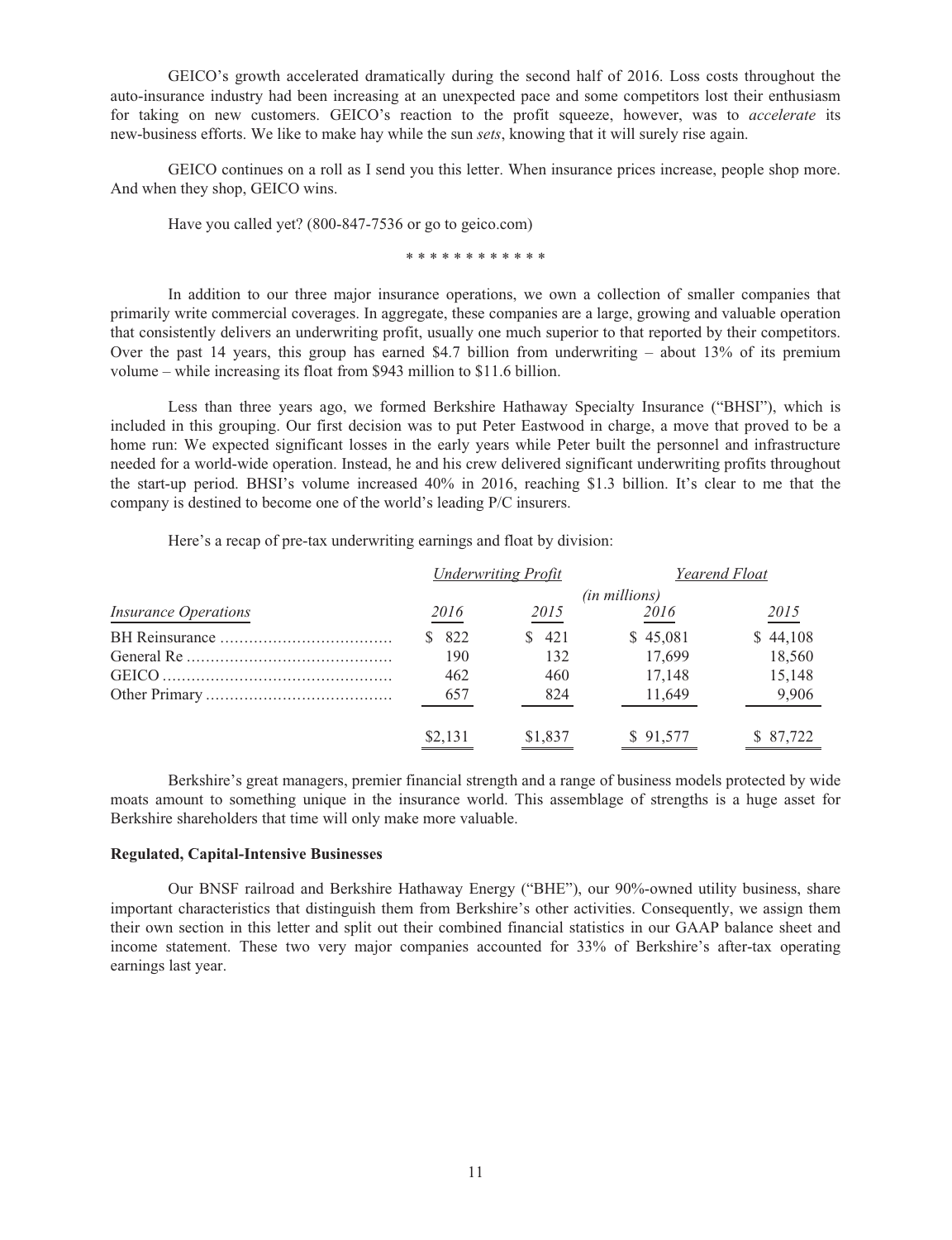GEICO's growth accelerated dramatically during the second half of 2016. Loss costs throughout the auto-insurance industry had been increasing at an unexpected pace and some competitors lost their enthusiasm for taking on new customers. GEICO's reaction to the profit squeeze, however, was to *accelerate* its new-business efforts. We like to make hay while the sun *sets*, knowing that it will surely rise again.

GEICO continues on a roll as I send you this letter. When insurance prices increase, people shop more. And when they shop, GEICO wins.

Have you called yet? (800-847-7536 or go to geico.com)

\* \* \* \* \* \* \* \* \* \* \* \*

In addition to our three major insurance operations, we own a collection of smaller companies that primarily write commercial coverages. In aggregate, these companies are a large, growing and valuable operation that consistently delivers an underwriting profit, usually one much superior to that reported by their competitors. Over the past 14 years, this group has earned $4.7 billion from underwriting – about 13% of its premium volume – while increasing its float from $943 million to $11.6 billion.

Less than three years ago, we formed Berkshire Hathaway Specialty Insurance ("BHSI"), which is included in this grouping. Our first decision was to put Peter Eastwood in charge, a move that proved to be a home run: We expected significant losses in the early years while Peter built the personnel and infrastructure needed for a world-wide operation. Instead, he and his crew delivered significant underwriting profits throughout the start-up period. BHSI's volume increased 40% in 2016, reaching $1.3 billion. It's clear to me that the company is destined to become one of the world's leading P/C insurers.

Here's a recap of pre-tax underwriting earnings and float by division:

| | *Underwriting Profit* | | *Yearend Float* | |
|---|---|---|---|---|
| | | *(in millions)* | | |
| *Insurance Operations* | *2016* | *2015* | *2016* | *2015* |
| BH Reinsurance | $ 822 | $ 421 | $ 45,081 | $ 44,108 |
| General Re | 190 | 132 | 17,699 | 18,560 |
| GEICO | 462 | 460 | 17,148 | 15,148 |
| Other Primary | 657 | 824 | 11,649 | 9,906 |
| | $2,131 | $1,837 | $ 91,577 | $ 87,722 |

Berkshire's great managers, premier financial strength and a range of business models protected by wide moats amount to something unique in the insurance world. This assemblage of strengths is a huge asset for Berkshire shareholders that time will only make more valuable.

**Regulated, Capital-Intensive Businesses**

Our BNSF railroad and Berkshire Hathaway Energy ("BHE"), our 90%-owned utility business, share important characteristics that distinguish them from Berkshire's other activities. Consequently, we assign them their own section in this letter and split out their combined financial statistics in our GAAP balance sheet and income statement. These two very major companies accounted for 33% of Berkshire's after-tax operating earnings last year.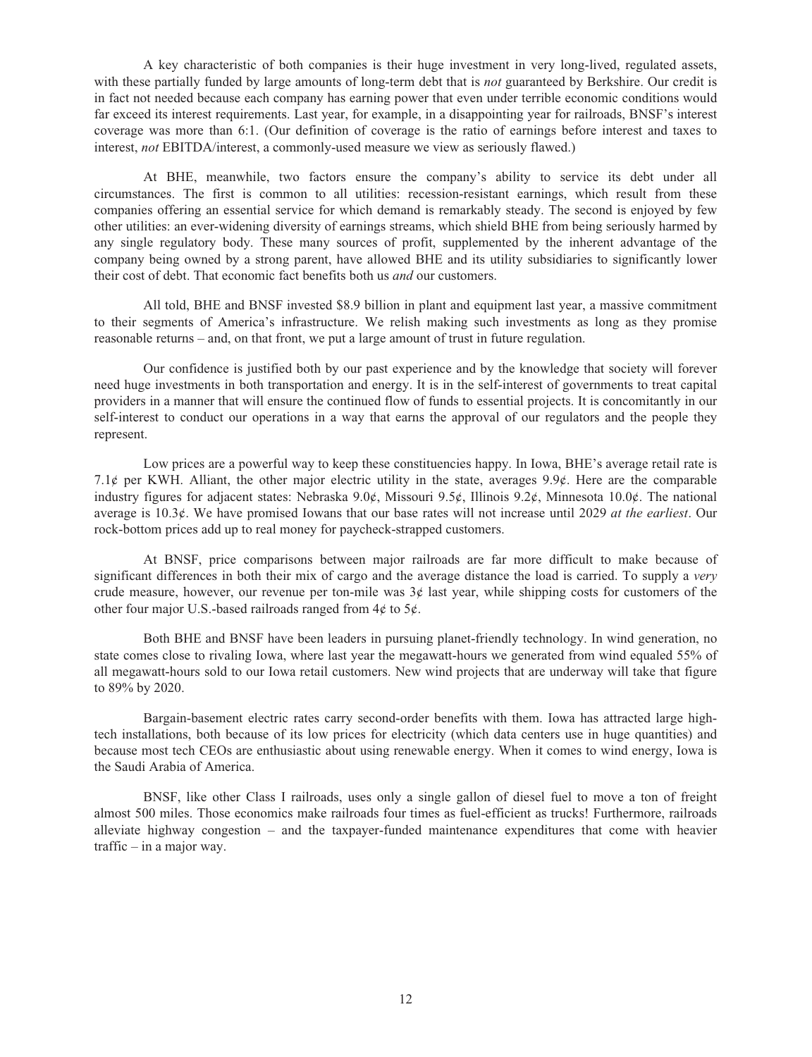A key characteristic of both companies is their huge investment in very long-lived, regulated assets, with these partially funded by large amounts of long-term debt that is *not* guaranteed by Berkshire. Our credit is in fact not needed because each company has earning power that even under terrible economic conditions would far exceed its interest requirements. Last year, for example, in a disappointing year for railroads, BNSF's interest coverage was more than 6:1. (Our definition of coverage is the ratio of earnings before interest and taxes to interest, *not* EBITDA/interest, a commonly-used measure we view as seriously flawed.)

At BHE, meanwhile, two factors ensure the company's ability to service its debt under all circumstances. The first is common to all utilities: recession-resistant earnings, which result from these companies offering an essential service for which demand is remarkably steady. The second is enjoyed by few other utilities: an ever-widening diversity of earnings streams, which shield BHE from being seriously harmed by any single regulatory body. These many sources of profit, supplemented by the inherent advantage of the company being owned by a strong parent, have allowed BHE and its utility subsidiaries to significantly lower their cost of debt. That economic fact benefits both us *and* our customers.

All told, BHE and BNSF invested $8.9 billion in plant and equipment last year, a massive commitment to their segments of America's infrastructure. We relish making such investments as long as they promise reasonable returns – and, on that front, we put a large amount of trust in future regulation.

Our confidence is justified both by our past experience and by the knowledge that society will forever need huge investments in both transportation and energy. It is in the self-interest of governments to treat capital providers in a manner that will ensure the continued flow of funds to essential projects. It is concomitantly in our self-interest to conduct our operations in a way that earns the approval of our regulators and the people they represent.

Low prices are a powerful way to keep these constituencies happy. In Iowa, BHE's average retail rate is 7.1¢ per KWH. Alliant, the other major electric utility in the state, averages 9.9¢. Here are the comparable industry figures for adjacent states: Nebraska 9.0¢, Missouri 9.5¢, Illinois 9.2¢, Minnesota 10.0¢. The national average is 10.3¢. We have promised Iowans that our base rates will not increase until 2029 *at the earliest*. Our rock-bottom prices add up to real money for paycheck-strapped customers.

At BNSF, price comparisons between major railroads are far more difficult to make because of significant differences in both their mix of cargo and the average distance the load is carried. To supply a *very* crude measure, however, our revenue per ton-mile was 3¢ last year, while shipping costs for customers of the other four major U.S.-based railroads ranged from 4¢ to 5¢.

Both BHE and BNSF have been leaders in pursuing planet-friendly technology. In wind generation, no state comes close to rivaling Iowa, where last year the megawatt-hours we generated from wind equaled 55% of all megawatt-hours sold to our Iowa retail customers. New wind projects that are underway will take that figure to 89% by 2020.

Bargain-basement electric rates carry second-order benefits with them. Iowa has attracted large high-tech installations, both because of its low prices for electricity (which data centers use in huge quantities) and because most tech CEOs are enthusiastic about using renewable energy. When it comes to wind energy, Iowa is the Saudi Arabia of America.

BNSF, like other Class I railroads, uses only a single gallon of diesel fuel to move a ton of freight almost 500 miles. Those economics make railroads four times as fuel-efficient as trucks! Furthermore, railroads alleviate highway congestion – and the taxpayer-funded maintenance expenditures that come with heavier traffic – in a major way.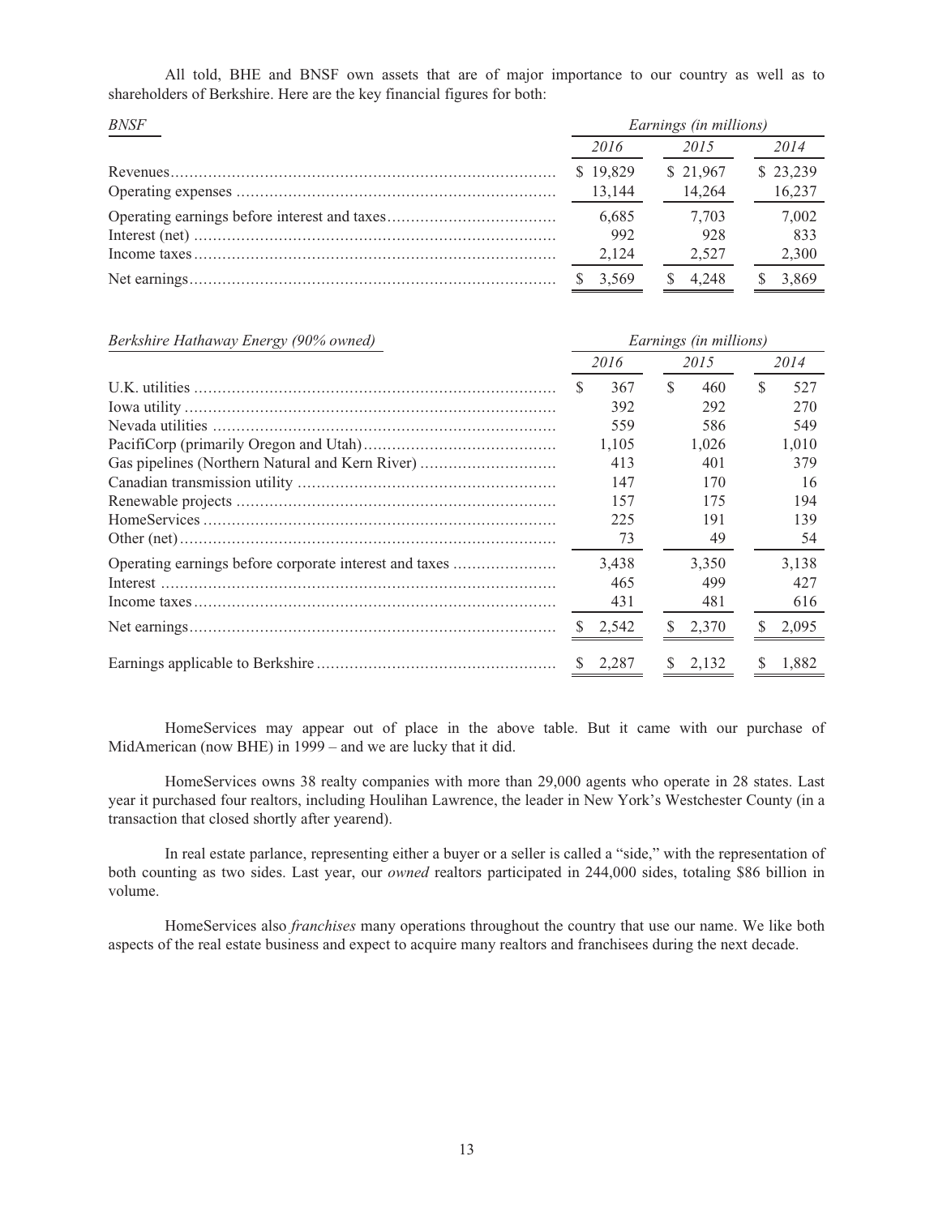All told, BHE and BNSF own assets that are of major importance to our country as well as to shareholders of Berkshire. Here are the key financial figures for both:

| *BNSF* | *Earnings (in millions)* | | |
|---|---|---|---|
| | *2016* | *2015* | *2014* |
| Revenues | $ 19,829 | $ 21,967 | $ 23,239 |
| Operating expenses | 13,144 | 14,264 | 16,237 |
| Operating earnings before interest and taxes | 6,685 | 7,703 | 7,002 |
| Interest (net) | 992 | 928 | 833 |
| Income taxes | 2,124 | 2,527 | 2,300 |
| Net earnings | $ 3,569 | $ 4,248 | $ 3,869 |

| *Berkshire Hathaway Energy (90% owned)* | *Earnings (in millions)* | | |
|---|---|---|---|
| | *2016* | *2015* | *2014* |
| U.K. utilities | $ 367 | $ 460 | $ 527 |
| Iowa utility | 392 | 292 | 270 |
| Nevada utilities | 559 | 586 | 549 |
| PacifiCorp (primarily Oregon and Utah) | 1,105 | 1,026 | 1,010 |
| Gas pipelines (Northern Natural and Kern River) | 413 | 401 | 379 |
| Canadian transmission utility | 147 | 170 | 16 |
| Renewable projects | 157 | 175 | 194 |
| HomeServices | 225 | 191 | 139 |
| Other (net) | 73 | 49 | 54 |
| Operating earnings before corporate interest and taxes | 3,438 | 3,350 | 3,138 |
| Interest | 465 | 499 | 427 |
| Income taxes | 431 | 481 | 616 |
| Net earnings | $ 2,542 | $ 2,370 | $ 2,095 |
| Earnings applicable to Berkshire | $ 2,287 | $ 2,132 | $ 1,882 |

HomeServices may appear out of place in the above table. But it came with our purchase of MidAmerican (now BHE) in 1999 – and we are lucky that it did.

HomeServices owns 38 realty companies with more than 29,000 agents who operate in 28 states. Last year it purchased four realtors, including Houlihan Lawrence, the leader in New York's Westchester County (in a transaction that closed shortly after yearend).

In real estate parlance, representing either a buyer or a seller is called a "side," with the representation of both counting as two sides. Last year, our *owned* realtors participated in 244,000 sides, totaling $86 billion in volume.

HomeServices also *franchises* many operations throughout the country that use our name. We like both aspects of the real estate business and expect to acquire many realtors and franchisees during the next decade.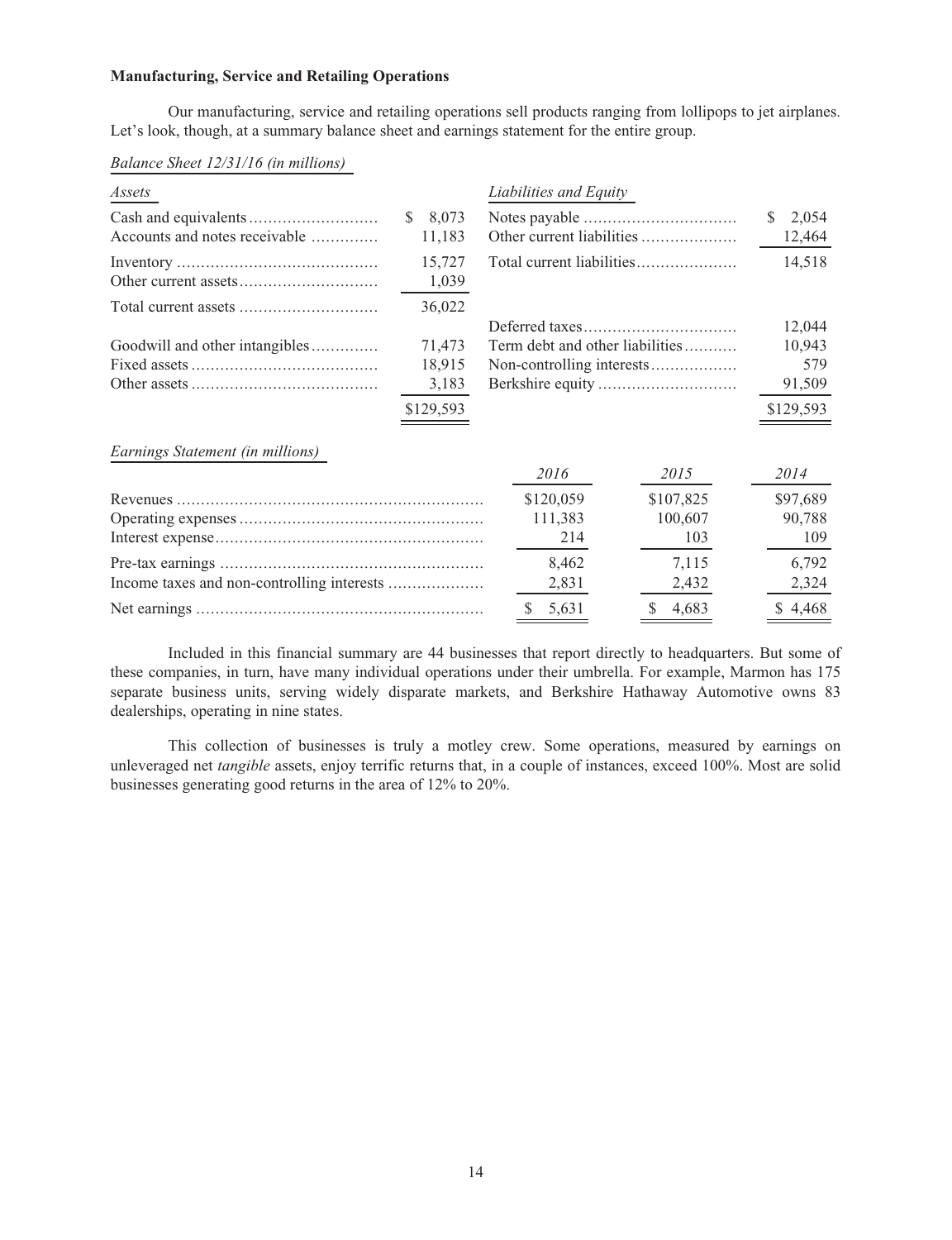**Manufacturing, Service and Retailing Operations**

Our manufacturing, service and retailing operations sell products ranging from lollipops to jet airplanes. Let's look, though, at a summary balance sheet and earnings statement for the entire group.

*Balance Sheet 12/31/16 (in millions)*

| *Assets* | | *Liabilities and Equity* | |
|---|---|---|---|
| Cash and equivalents | $ 8,073 | Notes payable | $ 2,054 |
| Accounts and notes receivable | 11,183 | Other current liabilities | 12,464 |
| Inventory | 15,727 | Total current liabilities | 14,518 |
| Other current assets | 1,039 | | |
| Total current assets | 36,022 | | |
| | | Deferred taxes | 12,044 |
| Goodwill and other intangibles | 71,473 | Term debt and other liabilities | 10,943 |
| Fixed assets | 18,915 | Non-controlling interests | 579 |
| Other assets | 3,183 | Berkshire equity | 91,509 |
| | $129,593 | | $129,593 |

*Earnings Statement (in millions)*

| | *2016* | *2015* | *2014* |
|---|---|---|---|
| Revenues | $120,059 | $107,825 | $97,689 |
| Operating expenses | 111,383 | 100,607 | 90,788 |
| Interest expense | 214 | 103 | 109 |
| Pre-tax earnings | 8,462 | 7,115 | 6,792 |
| Income taxes and non-controlling interests | 2,831 | 2,432 | 2,324 |
| Net earnings | $ 5,631 | $ 4,683 | $ 4,468 |

Included in this financial summary are 44 businesses that report directly to headquarters. But some of these companies, in turn, have many individual operations under their umbrella. For example, Marmon has 175 separate business units, serving widely disparate markets, and Berkshire Hathaway Automotive owns 83 dealerships, operating in nine states.

This collection of businesses is truly a motley crew. Some operations, measured by earnings on unleveraged net *tangible* assets, enjoy terrific returns that, in a couple of instances, exceed 100%. Most are solid businesses generating good returns in the area of 12% to 20%.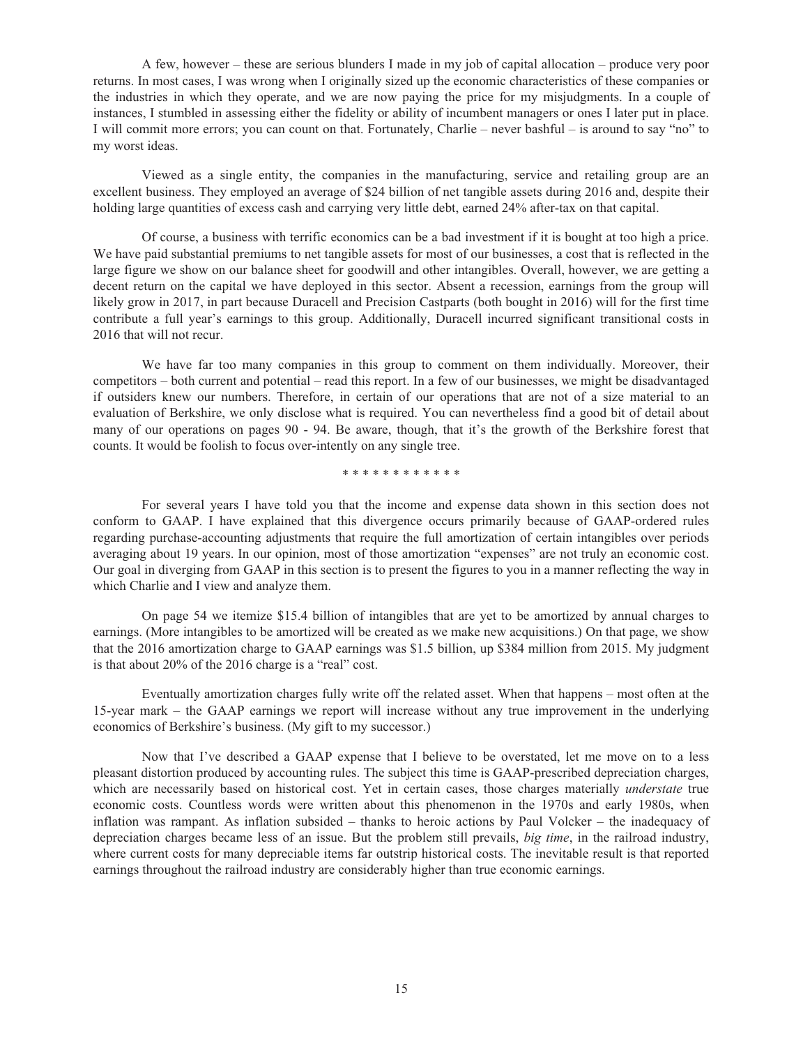A few, however – these are serious blunders I made in my job of capital allocation – produce very poor returns. In most cases, I was wrong when I originally sized up the economic characteristics of these companies or the industries in which they operate, and we are now paying the price for my misjudgments. In a couple of instances, I stumbled in assessing either the fidelity or ability of incumbent managers or ones I later put in place. I will commit more errors; you can count on that. Fortunately, Charlie – never bashful – is around to say "no" to my worst ideas.

Viewed as a single entity, the companies in the manufacturing, service and retailing group are an excellent business. They employed an average of $24 billion of net tangible assets during 2016 and, despite their holding large quantities of excess cash and carrying very little debt, earned 24% after-tax on that capital.

Of course, a business with terrific economics can be a bad investment if it is bought at too high a price. We have paid substantial premiums to net tangible assets for most of our businesses, a cost that is reflected in the large figure we show on our balance sheet for goodwill and other intangibles. Overall, however, we are getting a decent return on the capital we have deployed in this sector. Absent a recession, earnings from the group will likely grow in 2017, in part because Duracell and Precision Castparts (both bought in 2016) will for the first time contribute a full year's earnings to this group. Additionally, Duracell incurred significant transitional costs in 2016 that will not recur.

We have far too many companies in this group to comment on them individually. Moreover, their competitors – both current and potential – read this report. In a few of our businesses, we might be disadvantaged if outsiders knew our numbers. Therefore, in certain of our operations that are not of a size material to an evaluation of Berkshire, we only disclose what is required. You can nevertheless find a good bit of detail about many of our operations on pages 90 - 94. Be aware, though, that it's the growth of the Berkshire forest that counts. It would be foolish to focus over-intently on any single tree.

* * * * * * * * * * * *

For several years I have told you that the income and expense data shown in this section does not conform to GAAP. I have explained that this divergence occurs primarily because of GAAP-ordered rules regarding purchase-accounting adjustments that require the full amortization of certain intangibles over periods averaging about 19 years. In our opinion, most of those amortization "expenses" are not truly an economic cost. Our goal in diverging from GAAP in this section is to present the figures to you in a manner reflecting the way in which Charlie and I view and analyze them.

On page 54 we itemize $15.4 billion of intangibles that are yet to be amortized by annual charges to earnings. (More intangibles to be amortized will be created as we make new acquisitions.) On that page, we show that the 2016 amortization charge to GAAP earnings was $1.5 billion, up $384 million from 2015. My judgment is that about 20% of the 2016 charge is a "real" cost.

Eventually amortization charges fully write off the related asset. When that happens – most often at the 15-year mark – the GAAP earnings we report will increase without any true improvement in the underlying economics of Berkshire's business. (My gift to my successor.)

Now that I've described a GAAP expense that I believe to be overstated, let me move on to a less pleasant distortion produced by accounting rules. The subject this time is GAAP-prescribed depreciation charges, which are necessarily based on historical cost. Yet in certain cases, those charges materially *understate* true economic costs. Countless words were written about this phenomenon in the 1970s and early 1980s, when inflation was rampant. As inflation subsided – thanks to heroic actions by Paul Volcker – the inadequacy of depreciation charges became less of an issue. But the problem still prevails, *big time*, in the railroad industry, where current costs for many depreciable items far outstrip historical costs. The inevitable result is that reported earnings throughout the railroad industry are considerably higher than true economic earnings.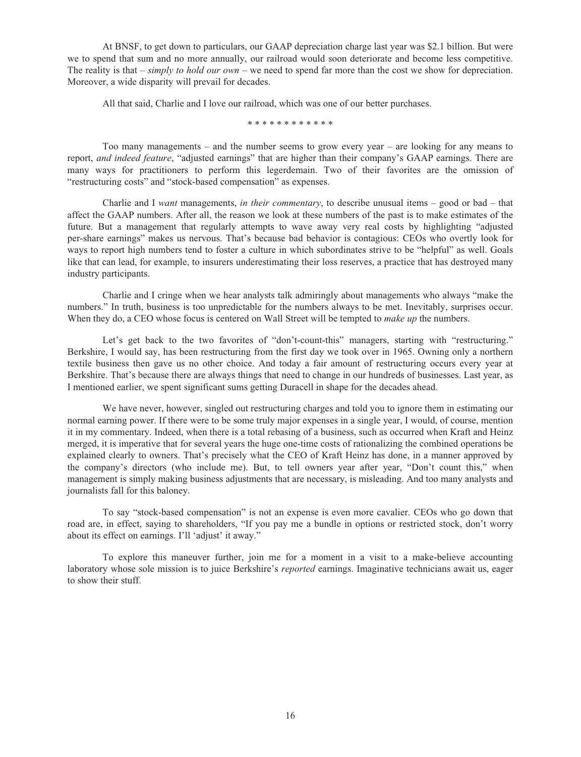At BNSF, to get down to particulars, our GAAP depreciation charge last year was $2.1 billion. But were we to spend that sum and no more annually, our railroad would soon deteriorate and become less competitive. The reality is that – *simply to hold our own* – we need to spend far more than the cost we show for depreciation. Moreover, a wide disparity will prevail for decades.

All that said, Charlie and I love our railroad, which was one of our better purchases.

* * * * * * * * * * * *

Too many managements – and the number seems to grow every year – are looking for any means to report, *and indeed feature*, "adjusted earnings" that are higher than their company's GAAP earnings. There are many ways for practitioners to perform this legerdemain. Two of their favorites are the omission of "restructuring costs" and "stock-based compensation" as expenses.

Charlie and I *want* managements, *in their commentary*, to describe unusual items – good or bad – that affect the GAAP numbers. After all, the reason we look at these numbers of the past is to make estimates of the future. But a management that regularly attempts to wave away very real costs by highlighting "adjusted per-share earnings" makes us nervous. That's because bad behavior is contagious: CEOs who overtly look for ways to report high numbers tend to foster a culture in which subordinates strive to be "helpful" as well. Goals like that can lead, for example, to insurers underestimating their loss reserves, a practice that has destroyed many industry participants.

Charlie and I cringe when we hear analysts talk admiringly about managements who always "make the numbers." In truth, business is too unpredictable for the numbers always to be met. Inevitably, surprises occur. When they do, a CEO whose focus is centered on Wall Street will be tempted to *make up* the numbers.

Let's get back to the two favorites of "don't-count-this" managers, starting with "restructuring." Berkshire, I would say, has been restructuring from the first day we took over in 1965. Owning only a northern textile business then gave us no other choice. And today a fair amount of restructuring occurs every year at Berkshire. That's because there are always things that need to change in our hundreds of businesses. Last year, as I mentioned earlier, we spent significant sums getting Duracell in shape for the decades ahead.

We have never, however, singled out restructuring charges and told you to ignore them in estimating our normal earning power. If there were to be some truly major expenses in a single year, I would, of course, mention it in my commentary. Indeed, when there is a total rebasing of a business, such as occurred when Kraft and Heinz merged, it is imperative that for several years the huge one-time costs of rationalizing the combined operations be explained clearly to owners. That's precisely what the CEO of Kraft Heinz has done, in a manner approved by the company's directors (who include me). But, to tell owners year after year, "Don't count this," when management is simply making business adjustments that are necessary, is misleading. And too many analysts and journalists fall for this baloney.

To say "stock-based compensation" is not an expense is even more cavalier. CEOs who go down that road are, in effect, saying to shareholders, "If you pay me a bundle in options or restricted stock, don't worry about its effect on earnings. I'll 'adjust' it away."

To explore this maneuver further, join me for a moment in a visit to a make-believe accounting laboratory whose sole mission is to juice Berkshire's *reported* earnings. Imaginative technicians await us, eager to show their stuff.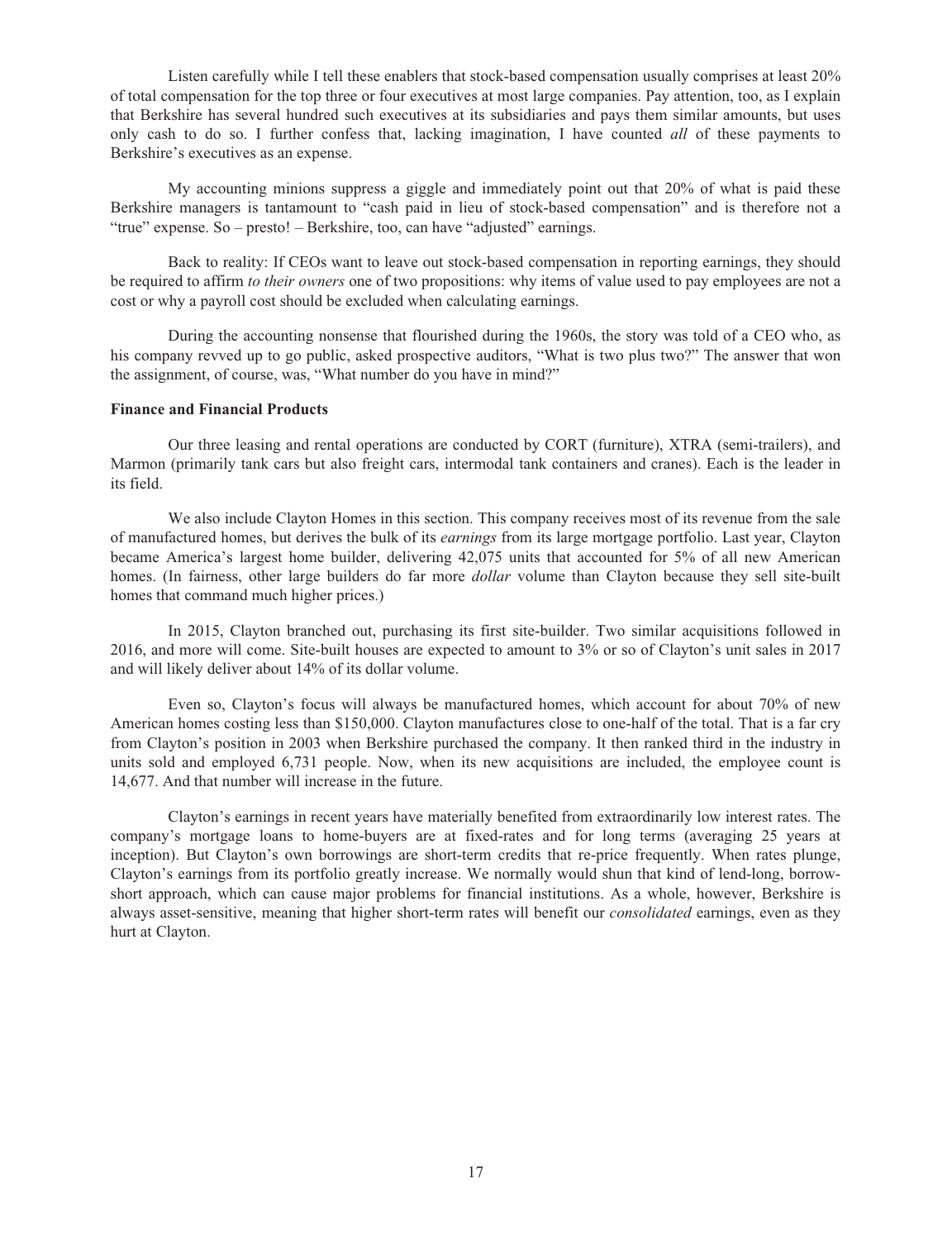Listen carefully while I tell these enablers that stock-based compensation usually comprises at least 20% of total compensation for the top three or four executives at most large companies. Pay attention, too, as I explain that Berkshire has several hundred such executives at its subsidiaries and pays them similar amounts, but uses only cash to do so. I further confess that, lacking imagination, I have counted *all* of these payments to Berkshire's executives as an expense.

My accounting minions suppress a giggle and immediately point out that 20% of what is paid these Berkshire managers is tantamount to "cash paid in lieu of stock-based compensation" and is therefore not a "true" expense. So – presto! – Berkshire, too, can have "adjusted" earnings.

Back to reality: If CEOs want to leave out stock-based compensation in reporting earnings, they should be required to affirm *to their owners* one of two propositions: why items of value used to pay employees are not a cost or why a payroll cost should be excluded when calculating earnings.

During the accounting nonsense that flourished during the 1960s, the story was told of a CEO who, as his company revved up to go public, asked prospective auditors, "What is two plus two?" The answer that won the assignment, of course, was, "What number do you have in mind?"

**Finance and Financial Products**

Our three leasing and rental operations are conducted by CORT (furniture), XTRA (semi-trailers), and Marmon (primarily tank cars but also freight cars, intermodal tank containers and cranes). Each is the leader in its field.

We also include Clayton Homes in this section. This company receives most of its revenue from the sale of manufactured homes, but derives the bulk of its *earnings* from its large mortgage portfolio. Last year, Clayton became America's largest home builder, delivering 42,075 units that accounted for 5% of all new American homes. (In fairness, other large builders do far more *dollar* volume than Clayton because they sell site-built homes that command much higher prices.)

In 2015, Clayton branched out, purchasing its first site-builder. Two similar acquisitions followed in 2016, and more will come. Site-built houses are expected to amount to 3% or so of Clayton's unit sales in 2017 and will likely deliver about 14% of its dollar volume.

Even so, Clayton's focus will always be manufactured homes, which account for about 70% of new American homes costing less than $150,000. Clayton manufactures close to one-half of the total. That is a far cry from Clayton's position in 2003 when Berkshire purchased the company. It then ranked third in the industry in units sold and employed 6,731 people. Now, when its new acquisitions are included, the employee count is 14,677. And that number will increase in the future.

Clayton's earnings in recent years have materially benefited from extraordinarily low interest rates. The company's mortgage loans to home-buyers are at fixed-rates and for long terms (averaging 25 years at inception). But Clayton's own borrowings are short-term credits that re-price frequently. When rates plunge, Clayton's earnings from its portfolio greatly increase. We normally would shun that kind of lend-long, borrow-short approach, which can cause major problems for financial institutions. As a whole, however, Berkshire is always asset-sensitive, meaning that higher short-term rates will benefit our *consolidated* earnings, even as they hurt at Clayton.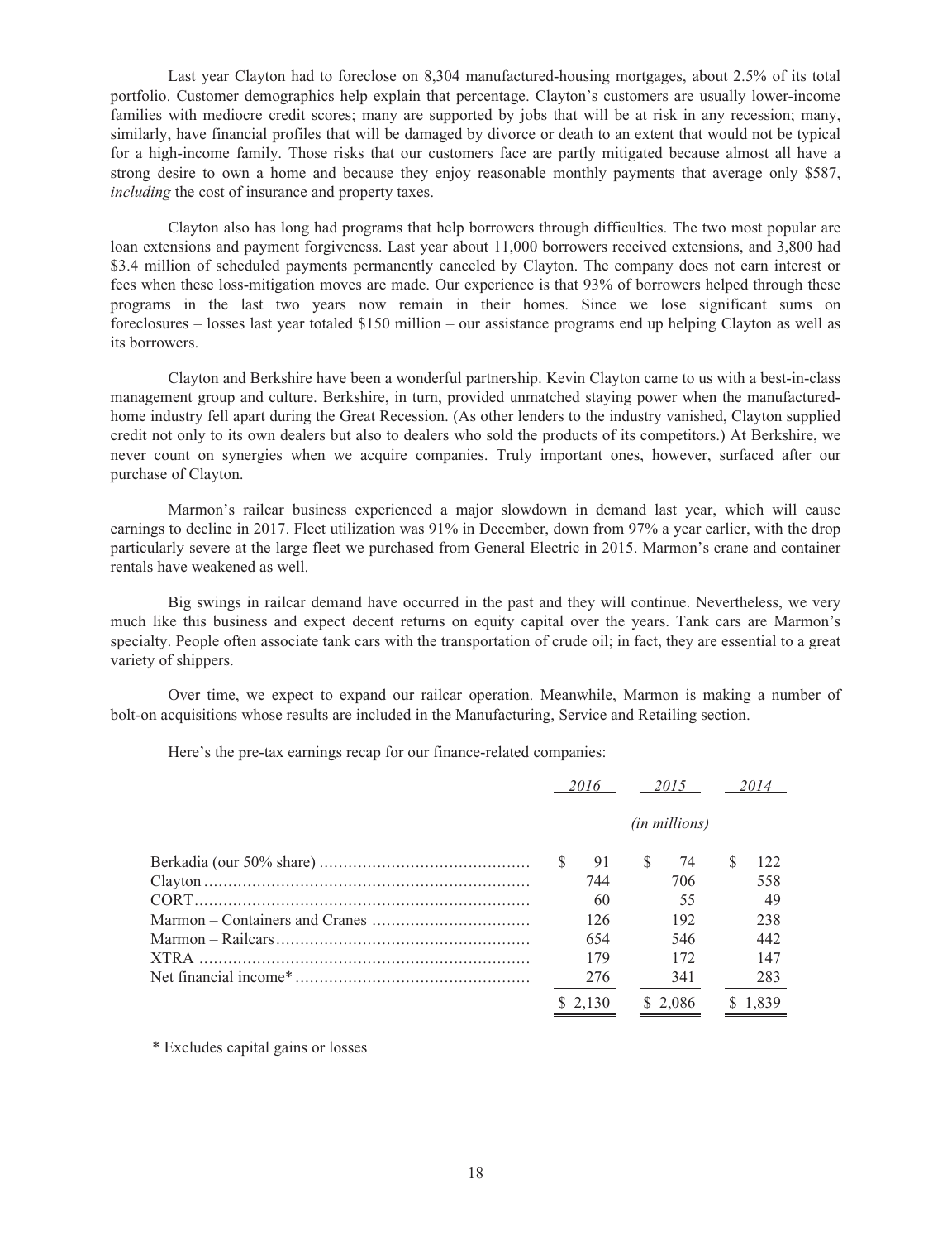Last year Clayton had to foreclose on 8,304 manufactured-housing mortgages, about 2.5% of its total portfolio. Customer demographics help explain that percentage. Clayton's customers are usually lower-income families with mediocre credit scores; many are supported by jobs that will be at risk in any recession; many, similarly, have financial profiles that will be damaged by divorce or death to an extent that would not be typical for a high-income family. Those risks that our customers face are partly mitigated because almost all have a strong desire to own a home and because they enjoy reasonable monthly payments that average only $587, *including* the cost of insurance and property taxes.

Clayton also has long had programs that help borrowers through difficulties. The two most popular are loan extensions and payment forgiveness. Last year about 11,000 borrowers received extensions, and 3,800 had $3.4 million of scheduled payments permanently canceled by Clayton. The company does not earn interest or fees when these loss-mitigation moves are made. Our experience is that 93% of borrowers helped through these programs in the last two years now remain in their homes. Since we lose significant sums on foreclosures – losses last year totaled $150 million – our assistance programs end up helping Clayton as well as its borrowers.

Clayton and Berkshire have been a wonderful partnership. Kevin Clayton came to us with a best-in-class management group and culture. Berkshire, in turn, provided unmatched staying power when the manufactured-home industry fell apart during the Great Recession. (As other lenders to the industry vanished, Clayton supplied credit not only to its own dealers but also to dealers who sold the products of its competitors.) At Berkshire, we never count on synergies when we acquire companies. Truly important ones, however, surfaced after our purchase of Clayton.

Marmon's railcar business experienced a major slowdown in demand last year, which will cause earnings to decline in 2017. Fleet utilization was 91% in December, down from 97% a year earlier, with the drop particularly severe at the large fleet we purchased from General Electric in 2015. Marmon's crane and container rentals have weakened as well.

Big swings in railcar demand have occurred in the past and they will continue. Nevertheless, we very much like this business and expect decent returns on equity capital over the years. Tank cars are Marmon's specialty. People often associate tank cars with the transportation of crude oil; in fact, they are essential to a great variety of shippers.

Over time, we expect to expand our railcar operation. Meanwhile, Marmon is making a number of bolt-on acquisitions whose results are included in the Manufacturing, Service and Retailing section.

Here's the pre-tax earnings recap for our finance-related companies:

| | *2016* | *2015* | *2014* |
|---|---|---|---|
| | | *(in millions)* | |
| Berkadia (our 50% share) | $ 91 | $ 74 | $ 122 |
| Clayton | 744 | 706 | 558 |
| CORT | 60 | 55 | 49 |
| Marmon – Containers and Cranes | 126 | 192 | 238 |
| Marmon – Railcars | 654 | 546 | 442 |
| XTRA | 179 | 172 | 147 |
| Net financial income* | 276 | 341 | 283 |
| | $ 2,130 | $ 2,086 | $ 1,839 |

\* Excludes capital gains or losses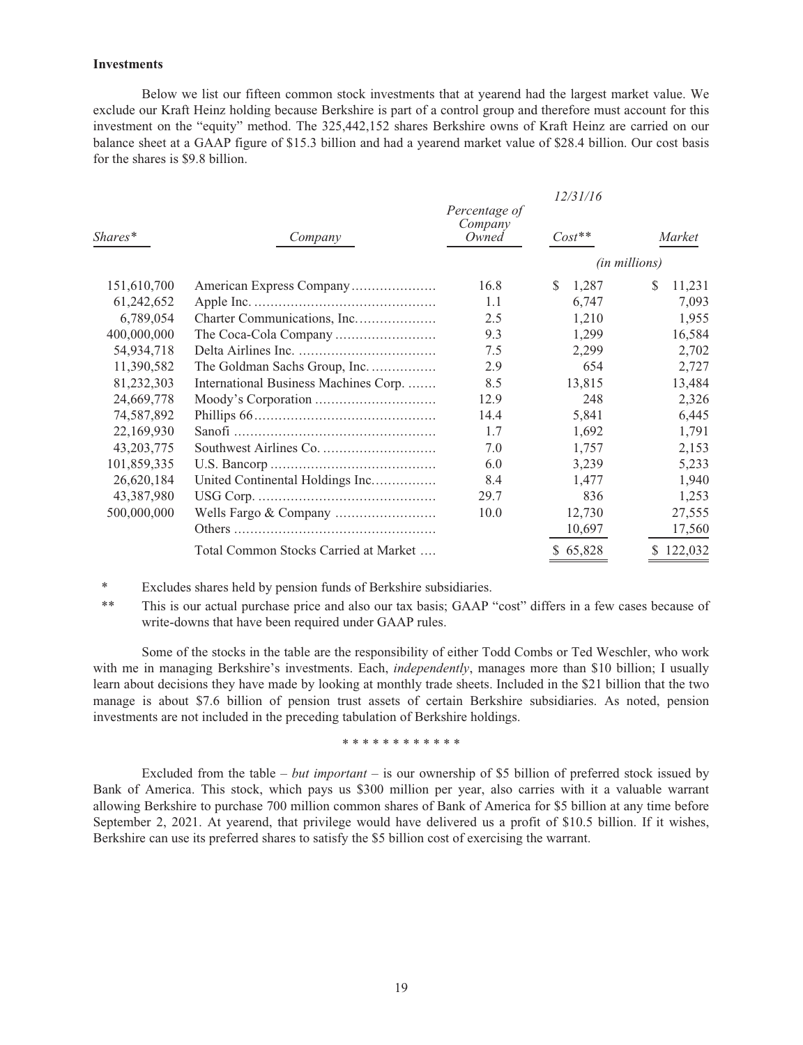**Investments**

Below we list our fifteen common stock investments that at yearend had the largest market value. We exclude our Kraft Heinz holding because Berkshire is part of a control group and therefore must account for this investment on the "equity" method. The 325,442,152 shares Berkshire owns of Kraft Heinz are carried on our balance sheet at a GAAP figure of $15.3 billion and had a yearend market value of $28.4 billion. Our cost basis for the shares is $9.8 billion.

| | | | *12/31/16* | |
|---|---|---|---|---|
| *Shares\** | *Company* | *Percentage of Company Owned* | *Cost\*\** | *Market* |
| | | | *(in millions)* | |
| 151,610,700 | American Express Company | 16.8 | $ 1,287 | $ 11,231 |
| 61,242,652 | Apple Inc. | 1.1 | 6,747 | 7,093 |
| 6,789,054 | Charter Communications, Inc. | 2.5 | 1,210 | 1,955 |
| 400,000,000 | The Coca-Cola Company | 9.3 | 1,299 | 16,584 |
| 54,934,718 | Delta Airlines Inc. | 7.5 | 2,299 | 2,702 |
| 11,390,582 | The Goldman Sachs Group, Inc. | 2.9 | 654 | 2,727 |
| 81,232,303 | International Business Machines Corp. | 8.5 | 13,815 | 13,484 |
| 24,669,778 | Moody's Corporation | 12.9 | 248 | 2,326 |
| 74,587,892 | Phillips 66 | 14.4 | 5,841 | 6,445 |
| 22,169,930 | Sanofi | 1.7 | 1,692 | 1,791 |
| 43,203,775 | Southwest Airlines Co. | 7.0 | 1,757 | 2,153 |
| 101,859,335 | U.S. Bancorp | 6.0 | 3,239 | 5,233 |
| 26,620,184 | United Continental Holdings Inc. | 8.4 | 1,477 | 1,940 |
| 43,387,980 | USG Corp. | 29.7 | 836 | 1,253 |
| 500,000,000 | Wells Fargo & Company | 10.0 | 12,730 | 27,555 |
| | Others | | 10,697 | 17,560 |
| | Total Common Stocks Carried at Market | | $ 65,828 | $ 122,032 |

\* Excludes shares held by pension funds of Berkshire subsidiaries.

\*\* This is our actual purchase price and also our tax basis; GAAP "cost" differs in a few cases because of write-downs that have been required under GAAP rules.

Some of the stocks in the table are the responsibility of either Todd Combs or Ted Weschler, who work with me in managing Berkshire's investments. Each, *independently*, manages more than $10 billion; I usually learn about decisions they have made by looking at monthly trade sheets. Included in the $21 billion that the two manage is about $7.6 billion of pension trust assets of certain Berkshire subsidiaries. As noted, pension investments are not included in the preceding tabulation of Berkshire holdings.

\* \* \* \* \* \* \* \* \* \* \* \*

Excluded from the table – *but important* – is our ownership of $5 billion of preferred stock issued by Bank of America. This stock, which pays us $300 million per year, also carries with it a valuable warrant allowing Berkshire to purchase 700 million common shares of Bank of America for $5 billion at any time before September 2, 2021. At yearend, that privilege would have delivered us a profit of $10.5 billion. If it wishes, Berkshire can use its preferred shares to satisfy the $5 billion cost of exercising the warrant.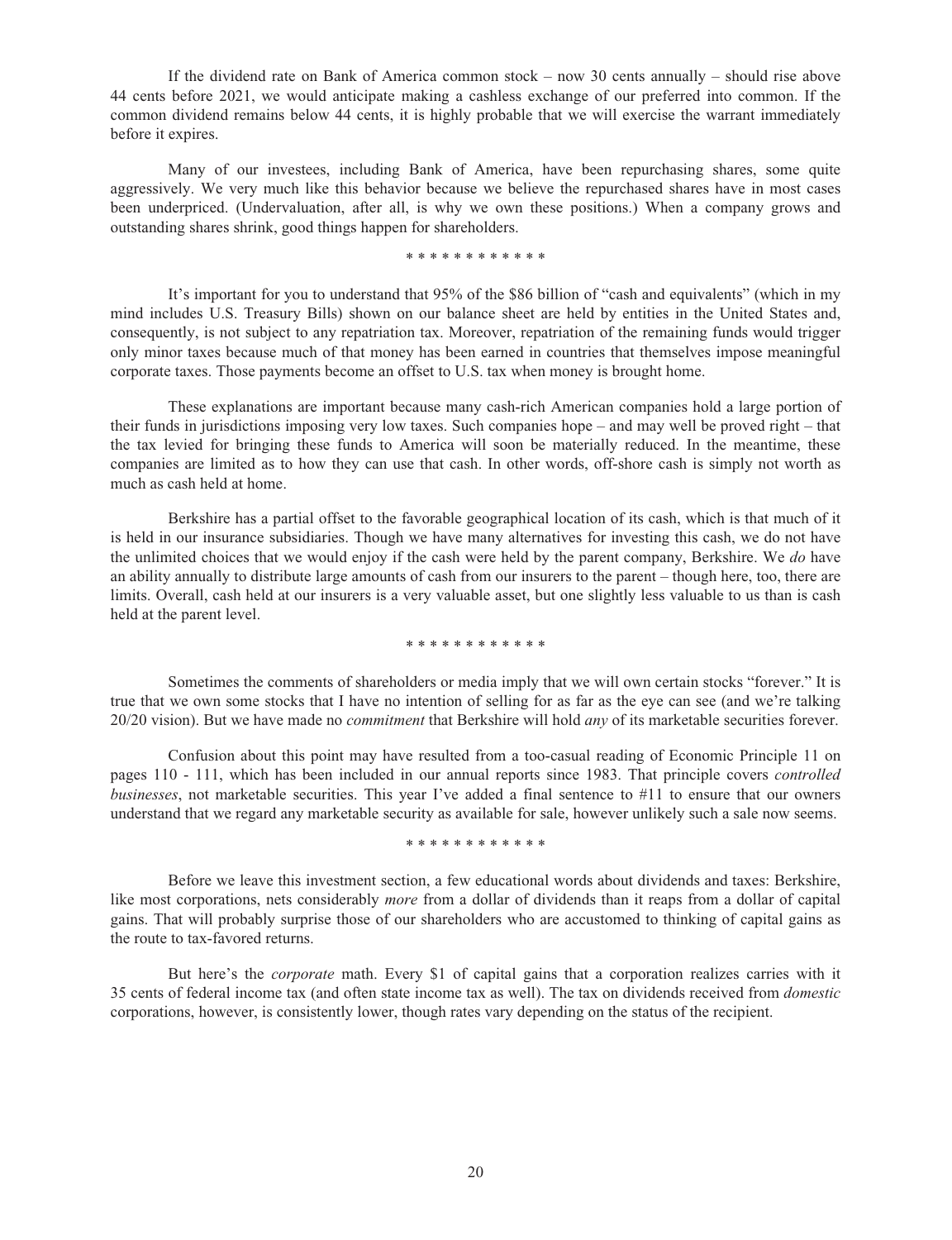If the dividend rate on Bank of America common stock – now 30 cents annually – should rise above 44 cents before 2021, we would anticipate making a cashless exchange of our preferred into common. If the common dividend remains below 44 cents, it is highly probable that we will exercise the warrant immediately before it expires.

Many of our investees, including Bank of America, have been repurchasing shares, some quite aggressively. We very much like this behavior because we believe the repurchased shares have in most cases been underpriced. (Undervaluation, after all, is why we own these positions.) When a company grows and outstanding shares shrink, good things happen for shareholders.

\* \* \* \* \* \* \* \* \* \* \* \*

It's important for you to understand that 95% of the $86 billion of "cash and equivalents" (which in my mind includes U.S. Treasury Bills) shown on our balance sheet are held by entities in the United States and, consequently, is not subject to any repatriation tax. Moreover, repatriation of the remaining funds would trigger only minor taxes because much of that money has been earned in countries that themselves impose meaningful corporate taxes. Those payments become an offset to U.S. tax when money is brought home.

These explanations are important because many cash-rich American companies hold a large portion of their funds in jurisdictions imposing very low taxes. Such companies hope – and may well be proved right – that the tax levied for bringing these funds to America will soon be materially reduced. In the meantime, these companies are limited as to how they can use that cash. In other words, off-shore cash is simply not worth as much as cash held at home.

Berkshire has a partial offset to the favorable geographical location of its cash, which is that much of it is held in our insurance subsidiaries. Though we have many alternatives for investing this cash, we do not have the unlimited choices that we would enjoy if the cash were held by the parent company, Berkshire. We *do* have an ability annually to distribute large amounts of cash from our insurers to the parent – though here, too, there are limits. Overall, cash held at our insurers is a very valuable asset, but one slightly less valuable to us than is cash held at the parent level.

\* \* \* \* \* \* \* \* \* \* \* \*

Sometimes the comments of shareholders or media imply that we will own certain stocks "forever." It is true that we own some stocks that I have no intention of selling for as far as the eye can see (and we're talking 20/20 vision). But we have made no *commitment* that Berkshire will hold *any* of its marketable securities forever.

Confusion about this point may have resulted from a too-casual reading of Economic Principle 11 on pages 110 - 111, which has been included in our annual reports since 1983. That principle covers *controlled businesses*, not marketable securities. This year I've added a final sentence to #11 to ensure that our owners understand that we regard any marketable security as available for sale, however unlikely such a sale now seems.

\* \* \* \* \* \* \* \* \* \* \* \*

Before we leave this investment section, a few educational words about dividends and taxes: Berkshire, like most corporations, nets considerably *more* from a dollar of dividends than it reaps from a dollar of capital gains. That will probably surprise those of our shareholders who are accustomed to thinking of capital gains as the route to tax-favored returns.

But here's the *corporate* math. Every $1 of capital gains that a corporation realizes carries with it 35 cents of federal income tax (and often state income tax as well). The tax on dividends received from *domestic* corporations, however, is consistently lower, though rates vary depending on the status of the recipient.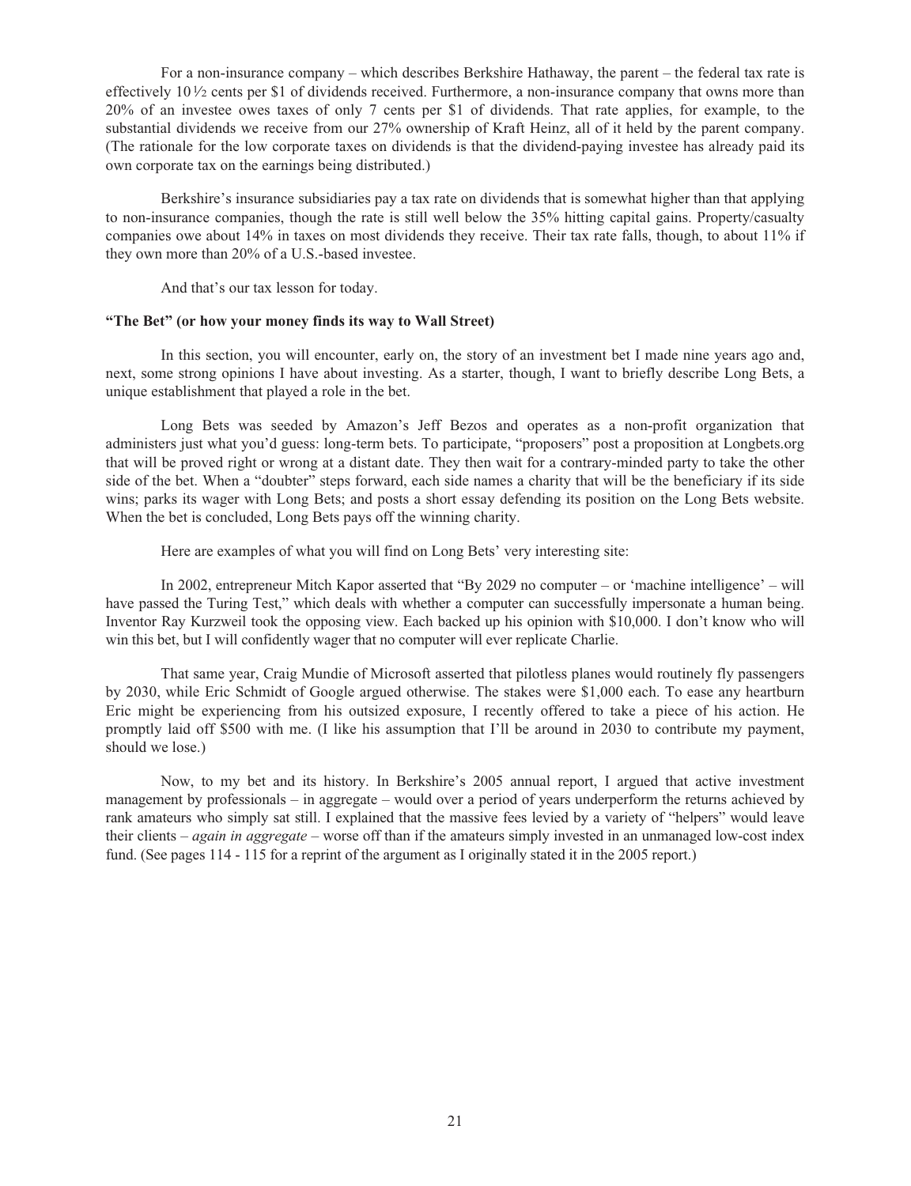For a non-insurance company – which describes Berkshire Hathaway, the parent – the federal tax rate is effectively 10 ½ cents per $1 of dividends received. Furthermore, a non-insurance company that owns more than 20% of an investee owes taxes of only 7 cents per $1 of dividends. That rate applies, for example, to the substantial dividends we receive from our 27% ownership of Kraft Heinz, all of it held by the parent company. (The rationale for the low corporate taxes on dividends is that the dividend-paying investee has already paid its own corporate tax on the earnings being distributed.)

Berkshire's insurance subsidiaries pay a tax rate on dividends that is somewhat higher than that applying to non-insurance companies, though the rate is still well below the 35% hitting capital gains. Property/casualty companies owe about 14% in taxes on most dividends they receive. Their tax rate falls, though, to about 11% if they own more than 20% of a U.S.-based investee.

And that's our tax lesson for today.

**"The Bet" (or how your money finds its way to Wall Street)**

In this section, you will encounter, early on, the story of an investment bet I made nine years ago and, next, some strong opinions I have about investing. As a starter, though, I want to briefly describe Long Bets, a unique establishment that played a role in the bet.

Long Bets was seeded by Amazon's Jeff Bezos and operates as a non-profit organization that administers just what you'd guess: long-term bets. To participate, "proposers" post a proposition at Longbets.org that will be proved right or wrong at a distant date. They then wait for a contrary-minded party to take the other side of the bet. When a "doubter" steps forward, each side names a charity that will be the beneficiary if its side wins; parks its wager with Long Bets; and posts a short essay defending its position on the Long Bets website. When the bet is concluded, Long Bets pays off the winning charity.

Here are examples of what you will find on Long Bets' very interesting site:

In 2002, entrepreneur Mitch Kapor asserted that "By 2029 no computer – or 'machine intelligence' – will have passed the Turing Test," which deals with whether a computer can successfully impersonate a human being. Inventor Ray Kurzweil took the opposing view. Each backed up his opinion with $10,000. I don't know who will win this bet, but I will confidently wager that no computer will ever replicate Charlie.

That same year, Craig Mundie of Microsoft asserted that pilotless planes would routinely fly passengers by 2030, while Eric Schmidt of Google argued otherwise. The stakes were $1,000 each. To ease any heartburn Eric might be experiencing from his outsized exposure, I recently offered to take a piece of his action. He promptly laid off $500 with me. (I like his assumption that I'll be around in 2030 to contribute my payment, should we lose.)

Now, to my bet and its history. In Berkshire's 2005 annual report, I argued that active investment management by professionals – in aggregate – would over a period of years underperform the returns achieved by rank amateurs who simply sat still. I explained that the massive fees levied by a variety of "helpers" would leave their clients – *again in aggregate* – worse off than if the amateurs simply invested in an unmanaged low-cost index fund. (See pages 114 - 115 for a reprint of the argument as I originally stated it in the 2005 report.)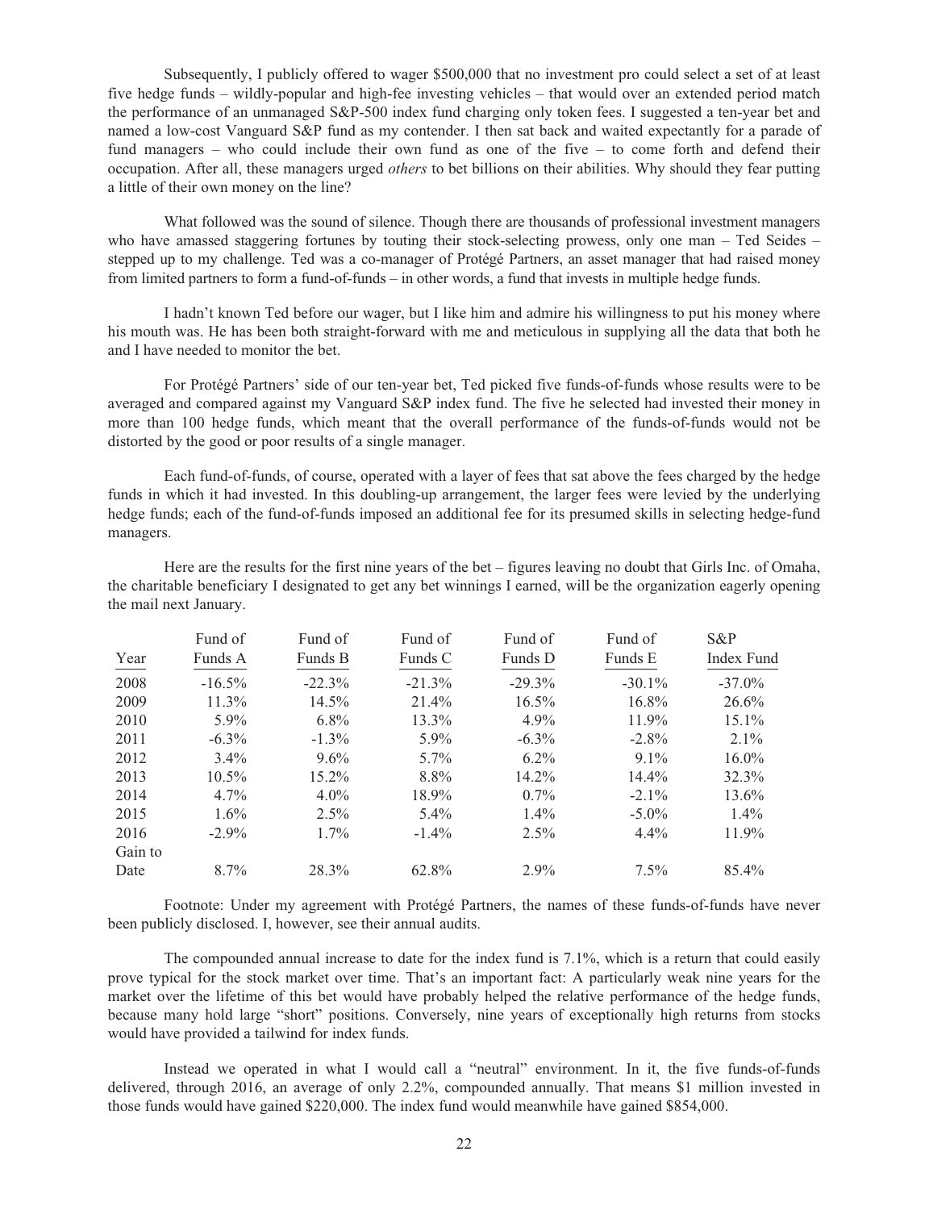Subsequently, I publicly offered to wager $500,000 that no investment pro could select a set of at least five hedge funds – wildly-popular and high-fee investing vehicles – that would over an extended period match the performance of an unmanaged S&P-500 index fund charging only token fees. I suggested a ten-year bet and named a low-cost Vanguard S&P fund as my contender. I then sat back and waited expectantly for a parade of fund managers – who could include their own fund as one of the five – to come forth and defend their occupation. After all, these managers urged *others* to bet billions on their abilities. Why should they fear putting a little of their own money on the line?

What followed was the sound of silence. Though there are thousands of professional investment managers who have amassed staggering fortunes by touting their stock-selecting prowess, only one man – Ted Seides – stepped up to my challenge. Ted was a co-manager of Protégé Partners, an asset manager that had raised money from limited partners to form a fund-of-funds – in other words, a fund that invests in multiple hedge funds.

I hadn't known Ted before our wager, but I like him and admire his willingness to put his money where his mouth was. He has been both straight-forward with me and meticulous in supplying all the data that both he and I have needed to monitor the bet.

For Protégé Partners' side of our ten-year bet, Ted picked five funds-of-funds whose results were to be averaged and compared against my Vanguard S&P index fund. The five he selected had invested their money in more than 100 hedge funds, which meant that the overall performance of the funds-of-funds would not be distorted by the good or poor results of a single manager.

Each fund-of-funds, of course, operated with a layer of fees that sat above the fees charged by the hedge funds in which it had invested. In this doubling-up arrangement, the larger fees were levied by the underlying hedge funds; each of the fund-of-funds imposed an additional fee for its presumed skills in selecting hedge-fund managers.

Here are the results for the first nine years of the bet – figures leaving no doubt that Girls Inc. of Omaha, the charitable beneficiary I designated to get any bet winnings I earned, will be the organization eagerly opening the mail next January.

| Year | Fund of Funds A | Fund of Funds B | Fund of Funds C | Fund of Funds D | Fund of Funds E | S&P Index Fund |
|---|---|---|---|---|---|---|
| 2008 | -16.5% | -22.3% | -21.3% | -29.3% | -30.1% | -37.0% |
| 2009 | 11.3% | 14.5% | 21.4% | 16.5% | 16.8% | 26.6% |
| 2010 | 5.9% | 6.8% | 13.3% | 4.9% | 11.9% | 15.1% |
| 2011 | -6.3% | -1.3% | 5.9% | -6.3% | -2.8% | 2.1% |
| 2012 | 3.4% | 9.6% | 5.7% | 6.2% | 9.1% | 16.0% |
| 2013 | 10.5% | 15.2% | 8.8% | 14.2% | 14.4% | 32.3% |
| 2014 | 4.7% | 4.0% | 18.9% | 0.7% | -2.1% | 13.6% |
| 2015 | 1.6% | 2.5% | 5.4% | 1.4% | -5.0% | 1.4% |
| 2016 | -2.9% | 1.7% | -1.4% | 2.5% | 4.4% | 11.9% |
| Gain to Date | 8.7% | 28.3% | 62.8% | 2.9% | 7.5% | 85.4% |

Footnote: Under my agreement with Protégé Partners, the names of these funds-of-funds have never been publicly disclosed. I, however, see their annual audits.

The compounded annual increase to date for the index fund is 7.1%, which is a return that could easily prove typical for the stock market over time. That's an important fact: A particularly weak nine years for the market over the lifetime of this bet would have probably helped the relative performance of the hedge funds, because many hold large "short" positions. Conversely, nine years of exceptionally high returns from stocks would have provided a tailwind for index funds.

Instead we operated in what I would call a "neutral" environment. In it, the five funds-of-funds delivered, through 2016, an average of only 2.2%, compounded annually. That means $1 million invested in those funds would have gained $220,000. The index fund would meanwhile have gained $854,000.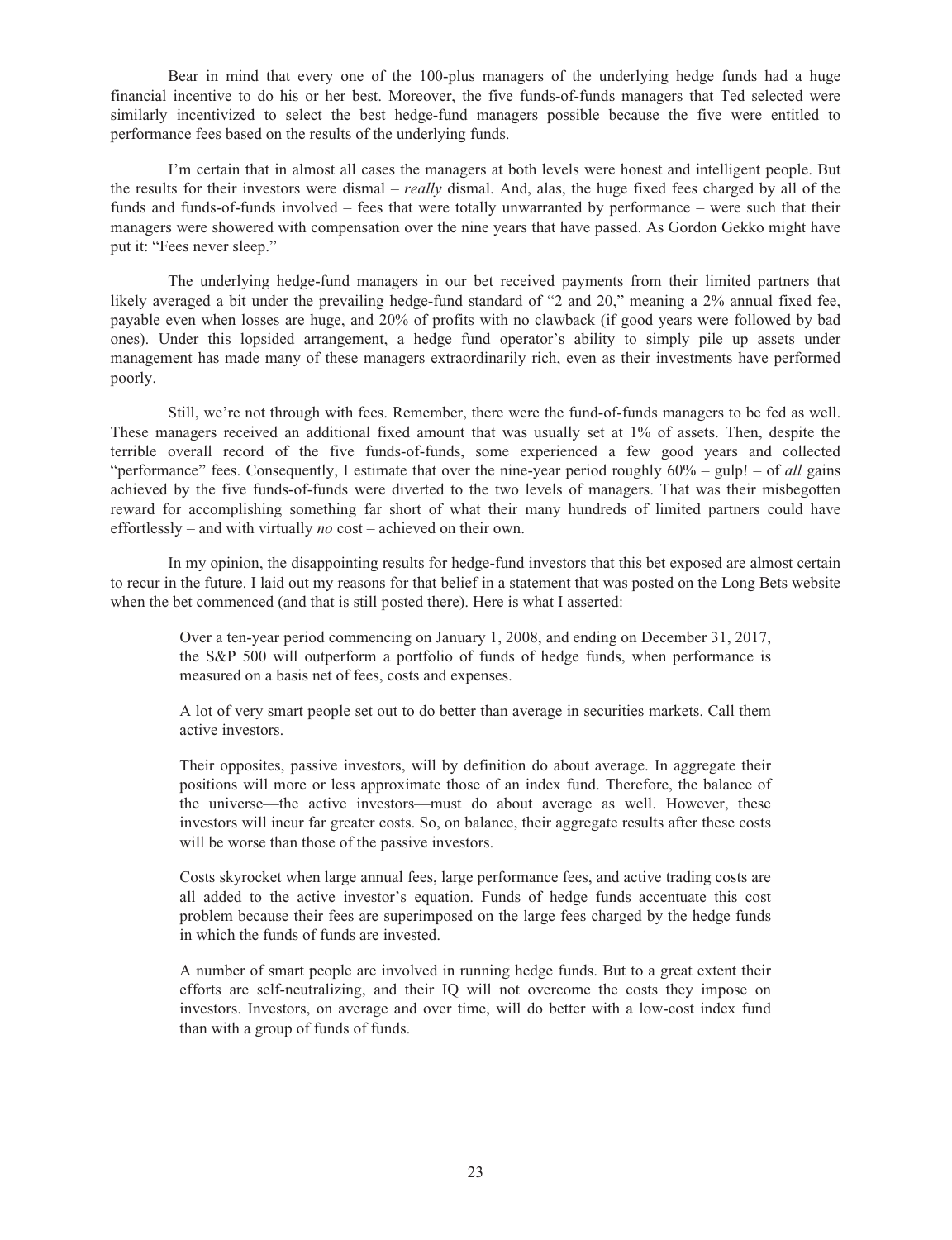Bear in mind that every one of the 100-plus managers of the underlying hedge funds had a huge financial incentive to do his or her best. Moreover, the five funds-of-funds managers that Ted selected were similarly incentivized to select the best hedge-fund managers possible because the five were entitled to performance fees based on the results of the underlying funds.

I'm certain that in almost all cases the managers at both levels were honest and intelligent people. But the results for their investors were dismal – *really* dismal. And, alas, the huge fixed fees charged by all of the funds and funds-of-funds involved – fees that were totally unwarranted by performance – were such that their managers were showered with compensation over the nine years that have passed. As Gordon Gekko might have put it: "Fees never sleep."

The underlying hedge-fund managers in our bet received payments from their limited partners that likely averaged a bit under the prevailing hedge-fund standard of "2 and 20," meaning a 2% annual fixed fee, payable even when losses are huge, and 20% of profits with no clawback (if good years were followed by bad ones). Under this lopsided arrangement, a hedge fund operator's ability to simply pile up assets under management has made many of these managers extraordinarily rich, even as their investments have performed poorly.

Still, we're not through with fees. Remember, there were the fund-of-funds managers to be fed as well. These managers received an additional fixed amount that was usually set at 1% of assets. Then, despite the terrible overall record of the five funds-of-funds, some experienced a few good years and collected "performance" fees. Consequently, I estimate that over the nine-year period roughly 60% – gulp! – of *all* gains achieved by the five funds-of-funds were diverted to the two levels of managers. That was their misbegotten reward for accomplishing something far short of what their many hundreds of limited partners could have effortlessly – and with virtually *no* cost – achieved on their own.

In my opinion, the disappointing results for hedge-fund investors that this bet exposed are almost certain to recur in the future. I laid out my reasons for that belief in a statement that was posted on the Long Bets website when the bet commenced (and that is still posted there). Here is what I asserted:

> Over a ten-year period commencing on January 1, 2008, and ending on December 31, 2017, the S&P 500 will outperform a portfolio of funds of hedge funds, when performance is measured on a basis net of fees, costs and expenses.
>
> A lot of very smart people set out to do better than average in securities markets. Call them active investors.
>
> Their opposites, passive investors, will by definition do about average. In aggregate their positions will more or less approximate those of an index fund. Therefore, the balance of the universe—the active investors—must do about average as well. However, these investors will incur far greater costs. So, on balance, their aggregate results after these costs will be worse than those of the passive investors.
>
> Costs skyrocket when large annual fees, large performance fees, and active trading costs are all added to the active investor's equation. Funds of hedge funds accentuate this cost problem because their fees are superimposed on the large fees charged by the hedge funds in which the funds of funds are invested.
>
> A number of smart people are involved in running hedge funds. But to a great extent their efforts are self-neutralizing, and their IQ will not overcome the costs they impose on investors. Investors, on average and over time, will do better with a low-cost index fund than with a group of funds of funds.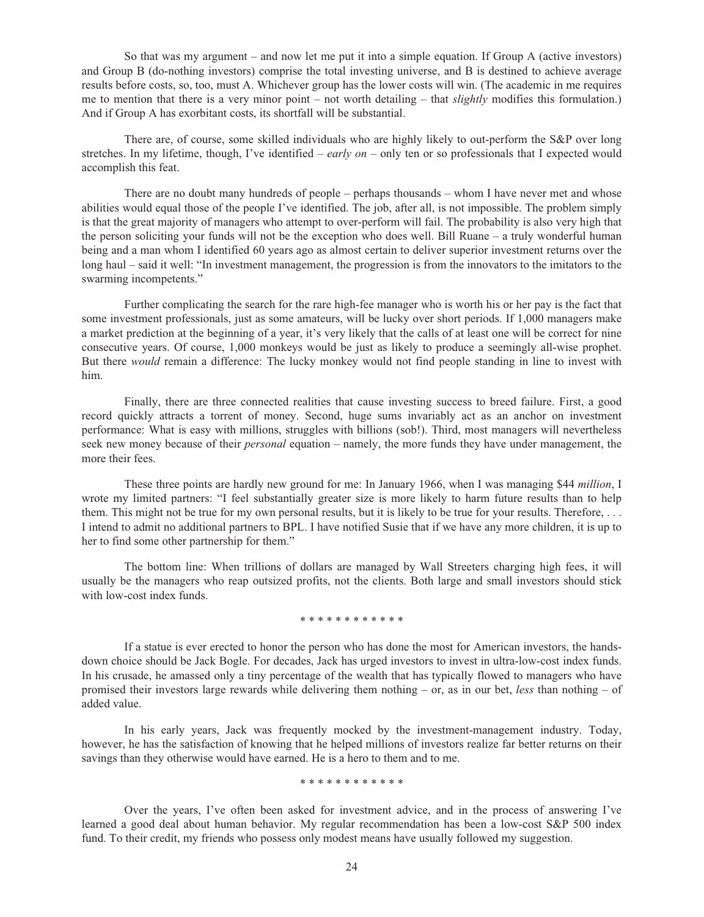So that was my argument – and now let me put it into a simple equation. If Group A (active investors) and Group B (do-nothing investors) comprise the total investing universe, and B is destined to achieve average results before costs, so, too, must A. Whichever group has the lower costs will win. (The academic in me requires me to mention that there is a very minor point – not worth detailing – that *slightly* modifies this formulation.) And if Group A has exorbitant costs, its shortfall will be substantial.

There are, of course, some skilled individuals who are highly likely to out-perform the S&P over long stretches. In my lifetime, though, I've identified – *early on* – only ten or so professionals that I expected would accomplish this feat.

There are no doubt many hundreds of people – perhaps thousands – whom I have never met and whose abilities would equal those of the people I've identified. The job, after all, is not impossible. The problem simply is that the great majority of managers who attempt to over-perform will fail. The probability is also very high that the person soliciting your funds will not be the exception who does well. Bill Ruane – a truly wonderful human being and a man whom I identified 60 years ago as almost certain to deliver superior investment returns over the long haul – said it well: "In investment management, the progression is from the innovators to the imitators to the swarming incompetents."

Further complicating the search for the rare high-fee manager who is worth his or her pay is the fact that some investment professionals, just as some amateurs, will be lucky over short periods. If 1,000 managers make a market prediction at the beginning of a year, it's very likely that the calls of at least one will be correct for nine consecutive years. Of course, 1,000 monkeys would be just as likely to produce a seemingly all-wise prophet. But there *would* remain a difference: The lucky monkey would not find people standing in line to invest with him.

Finally, there are three connected realities that cause investing success to breed failure. First, a good record quickly attracts a torrent of money. Second, huge sums invariably act as an anchor on investment performance: What is easy with millions, struggles with billions (sob!). Third, most managers will nevertheless seek new money because of their *personal* equation – namely, the more funds they have under management, the more their fees.

These three points are hardly new ground for me: In January 1966, when I was managing $44 *million*, I wrote my limited partners: "I feel substantially greater size is more likely to harm future results than to help them. This might not be true for my own personal results, but it is likely to be true for your results. Therefore, . . . I intend to admit no additional partners to BPL. I have notified Susie that if we have any more children, it is up to her to find some other partnership for them."

The bottom line: When trillions of dollars are managed by Wall Streeters charging high fees, it will usually be the managers who reap outsized profits, not the clients. Both large and small investors should stick with low-cost index funds.

************

If a statue is ever erected to honor the person who has done the most for American investors, the hands-down choice should be Jack Bogle. For decades, Jack has urged investors to invest in ultra-low-cost index funds. In his crusade, he amassed only a tiny percentage of the wealth that has typically flowed to managers who have promised their investors large rewards while delivering them nothing – or, as in our bet, *less* than nothing – of added value.

In his early years, Jack was frequently mocked by the investment-management industry. Today, however, he has the satisfaction of knowing that he helped millions of investors realize far better returns on their savings than they otherwise would have earned. He is a hero to them and to me.

************

Over the years, I've often been asked for investment advice, and in the process of answering I've learned a good deal about human behavior. My regular recommendation has been a low-cost S&P 500 index fund. To their credit, my friends who possess only modest means have usually followed my suggestion.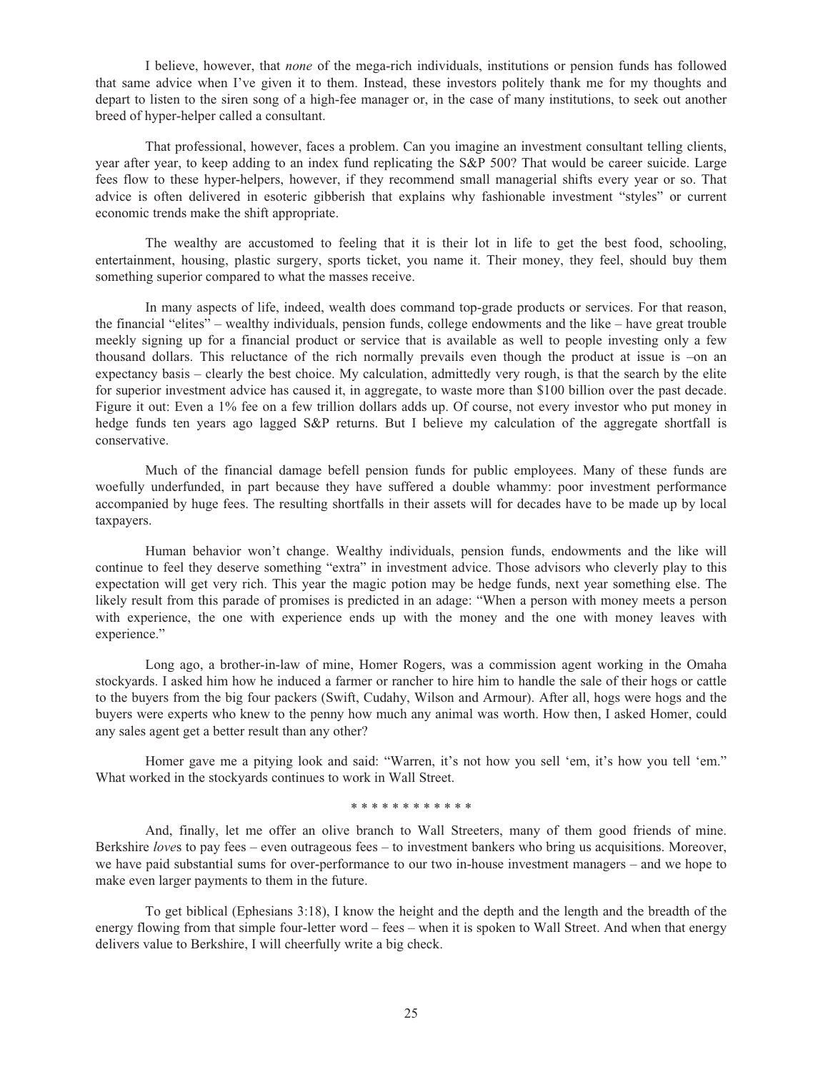I believe, however, that *none* of the mega-rich individuals, institutions or pension funds has followed that same advice when I've given it to them. Instead, these investors politely thank me for my thoughts and depart to listen to the siren song of a high-fee manager or, in the case of many institutions, to seek out another breed of hyper-helper called a consultant.

That professional, however, faces a problem. Can you imagine an investment consultant telling clients, year after year, to keep adding to an index fund replicating the S&P 500? That would be career suicide. Large fees flow to these hyper-helpers, however, if they recommend small managerial shifts every year or so. That advice is often delivered in esoteric gibberish that explains why fashionable investment "styles" or current economic trends make the shift appropriate.

The wealthy are accustomed to feeling that it is their lot in life to get the best food, schooling, entertainment, housing, plastic surgery, sports ticket, you name it. Their money, they feel, should buy them something superior compared to what the masses receive.

In many aspects of life, indeed, wealth does command top-grade products or services. For that reason, the financial "elites" – wealthy individuals, pension funds, college endowments and the like – have great trouble meekly signing up for a financial product or service that is available as well to people investing only a few thousand dollars. This reluctance of the rich normally prevails even though the product at issue is –on an expectancy basis – clearly the best choice. My calculation, admittedly very rough, is that the search by the elite for superior investment advice has caused it, in aggregate, to waste more than $100 billion over the past decade. Figure it out: Even a 1% fee on a few trillion dollars adds up. Of course, not every investor who put money in hedge funds ten years ago lagged S&P returns. But I believe my calculation of the aggregate shortfall is conservative.

Much of the financial damage befell pension funds for public employees. Many of these funds are woefully underfunded, in part because they have suffered a double whammy: poor investment performance accompanied by huge fees. The resulting shortfalls in their assets will for decades have to be made up by local taxpayers.

Human behavior won't change. Wealthy individuals, pension funds, endowments and the like will continue to feel they deserve something "extra" in investment advice. Those advisors who cleverly play to this expectation will get very rich. This year the magic potion may be hedge funds, next year something else. The likely result from this parade of promises is predicted in an adage: "When a person with money meets a person with experience, the one with experience ends up with the money and the one with money leaves with experience."

Long ago, a brother-in-law of mine, Homer Rogers, was a commission agent working in the Omaha stockyards. I asked him how he induced a farmer or rancher to hire him to handle the sale of their hogs or cattle to the buyers from the big four packers (Swift, Cudahy, Wilson and Armour). After all, hogs were hogs and the buyers were experts who knew to the penny how much any animal was worth. How then, I asked Homer, could any sales agent get a better result than any other?

Homer gave me a pitying look and said: "Warren, it's not how you sell 'em, it's how you tell 'em." What worked in the stockyards continues to work in Wall Street.

* * * * * * * * * * * *

And, finally, let me offer an olive branch to Wall Streeters, many of them good friends of mine. Berkshire *love*s to pay fees – even outrageous fees – to investment bankers who bring us acquisitions. Moreover, we have paid substantial sums for over-performance to our two in-house investment managers – and we hope to make even larger payments to them in the future.

To get biblical (Ephesians 3:18), I know the height and the depth and the length and the breadth of the energy flowing from that simple four-letter word – fees – when it is spoken to Wall Street. And when that energy delivers value to Berkshire, I will cheerfully write a big check.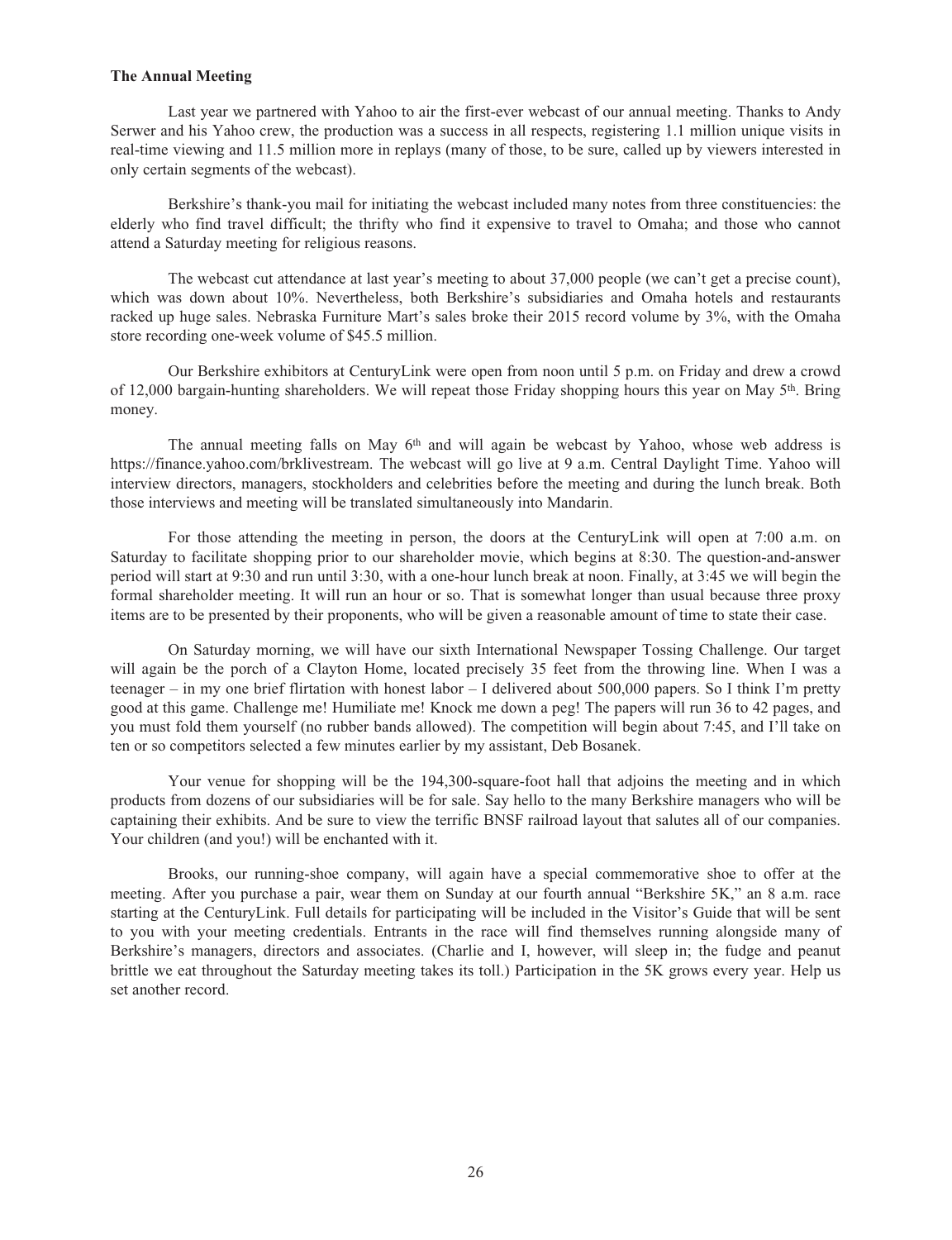**The Annual Meeting**

Last year we partnered with Yahoo to air the first-ever webcast of our annual meeting. Thanks to Andy Serwer and his Yahoo crew, the production was a success in all respects, registering 1.1 million unique visits in real-time viewing and 11.5 million more in replays (many of those, to be sure, called up by viewers interested in only certain segments of the webcast).

Berkshire's thank-you mail for initiating the webcast included many notes from three constituencies: the elderly who find travel difficult; the thrifty who find it expensive to travel to Omaha; and those who cannot attend a Saturday meeting for religious reasons.

The webcast cut attendance at last year's meeting to about 37,000 people (we can't get a precise count), which was down about 10%. Nevertheless, both Berkshire's subsidiaries and Omaha hotels and restaurants racked up huge sales. Nebraska Furniture Mart's sales broke their 2015 record volume by 3%, with the Omaha store recording one-week volume of $45.5 million.

Our Berkshire exhibitors at CenturyLink were open from noon until 5 p.m. on Friday and drew a crowd of 12,000 bargain-hunting shareholders. We will repeat those Friday shopping hours this year on May 5th. Bring money.

The annual meeting falls on May 6th and will again be webcast by Yahoo, whose web address is https://finance.yahoo.com/brklivestream. The webcast will go live at 9 a.m. Central Daylight Time. Yahoo will interview directors, managers, stockholders and celebrities before the meeting and during the lunch break. Both those interviews and meeting will be translated simultaneously into Mandarin.

For those attending the meeting in person, the doors at the CenturyLink will open at 7:00 a.m. on Saturday to facilitate shopping prior to our shareholder movie, which begins at 8:30. The question-and-answer period will start at 9:30 and run until 3:30, with a one-hour lunch break at noon. Finally, at 3:45 we will begin the formal shareholder meeting. It will run an hour or so. That is somewhat longer than usual because three proxy items are to be presented by their proponents, who will be given a reasonable amount of time to state their case.

On Saturday morning, we will have our sixth International Newspaper Tossing Challenge. Our target will again be the porch of a Clayton Home, located precisely 35 feet from the throwing line. When I was a teenager – in my one brief flirtation with honest labor – I delivered about 500,000 papers. So I think I'm pretty good at this game. Challenge me! Humiliate me! Knock me down a peg! The papers will run 36 to 42 pages, and you must fold them yourself (no rubber bands allowed). The competition will begin about 7:45, and I'll take on ten or so competitors selected a few minutes earlier by my assistant, Deb Bosanek.

Your venue for shopping will be the 194,300-square-foot hall that adjoins the meeting and in which products from dozens of our subsidiaries will be for sale. Say hello to the many Berkshire managers who will be captaining their exhibits. And be sure to view the terrific BNSF railroad layout that salutes all of our companies. Your children (and you!) will be enchanted with it.

Brooks, our running-shoe company, will again have a special commemorative shoe to offer at the meeting. After you purchase a pair, wear them on Sunday at our fourth annual "Berkshire 5K," an 8 a.m. race starting at the CenturyLink. Full details for participating will be included in the Visitor's Guide that will be sent to you with your meeting credentials. Entrants in the race will find themselves running alongside many of Berkshire's managers, directors and associates. (Charlie and I, however, will sleep in; the fudge and peanut brittle we eat throughout the Saturday meeting takes its toll.) Participation in the 5K grows every year. Help us set another record.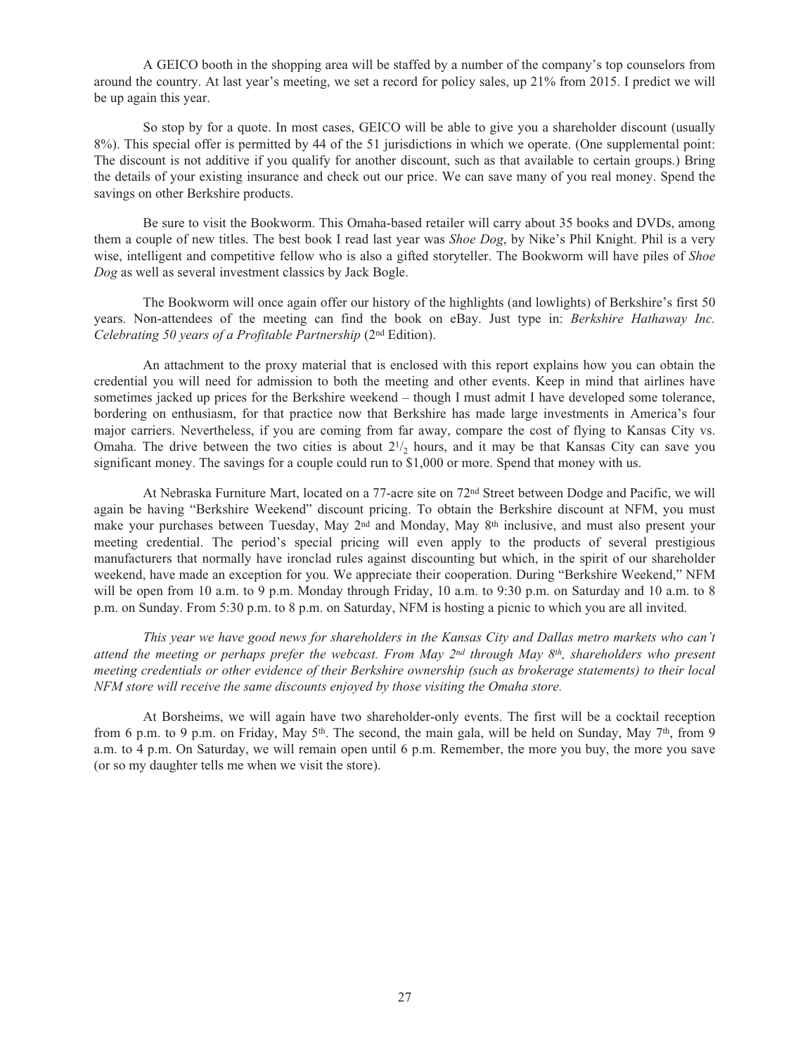A GEICO booth in the shopping area will be staffed by a number of the company's top counselors from around the country. At last year's meeting, we set a record for policy sales, up 21% from 2015. I predict we will be up again this year.

So stop by for a quote. In most cases, GEICO will be able to give you a shareholder discount (usually 8%). This special offer is permitted by 44 of the 51 jurisdictions in which we operate. (One supplemental point: The discount is not additive if you qualify for another discount, such as that available to certain groups.) Bring the details of your existing insurance and check out our price. We can save many of you real money. Spend the savings on other Berkshire products.

Be sure to visit the Bookworm. This Omaha-based retailer will carry about 35 books and DVDs, among them a couple of new titles. The best book I read last year was *Shoe Dog*, by Nike's Phil Knight. Phil is a very wise, intelligent and competitive fellow who is also a gifted storyteller. The Bookworm will have piles of *Shoe Dog* as well as several investment classics by Jack Bogle.

The Bookworm will once again offer our history of the highlights (and lowlights) of Berkshire's first 50 years. Non-attendees of the meeting can find the book on eBay. Just type in: *Berkshire Hathaway Inc. Celebrating 50 years of a Profitable Partnership* (2nd Edition).

An attachment to the proxy material that is enclosed with this report explains how you can obtain the credential you will need for admission to both the meeting and other events. Keep in mind that airlines have sometimes jacked up prices for the Berkshire weekend – though I must admit I have developed some tolerance, bordering on enthusiasm, for that practice now that Berkshire has made large investments in America's four major carriers. Nevertheless, if you are coming from far away, compare the cost of flying to Kansas City vs. Omaha. The drive between the two cities is about 2½ hours, and it may be that Kansas City can save you significant money. The savings for a couple could run to $1,000 or more. Spend that money with us.

At Nebraska Furniture Mart, located on a 77-acre site on 72nd Street between Dodge and Pacific, we will again be having "Berkshire Weekend" discount pricing. To obtain the Berkshire discount at NFM, you must make your purchases between Tuesday, May 2nd and Monday, May 8th inclusive, and must also present your meeting credential. The period's special pricing will even apply to the products of several prestigious manufacturers that normally have ironclad rules against discounting but which, in the spirit of our shareholder weekend, have made an exception for you. We appreciate their cooperation. During "Berkshire Weekend," NFM will be open from 10 a.m. to 9 p.m. Monday through Friday, 10 a.m. to 9:30 p.m. on Saturday and 10 a.m. to 8 p.m. on Sunday. From 5:30 p.m. to 8 p.m. on Saturday, NFM is hosting a picnic to which you are all invited.

*This year we have good news for shareholders in the Kansas City and Dallas metro markets who can't attend the meeting or perhaps prefer the webcast. From May 2nd through May 8th, shareholders who present meeting credentials or other evidence of their Berkshire ownership (such as brokerage statements) to their local NFM store will receive the same discounts enjoyed by those visiting the Omaha store.*

At Borsheims, we will again have two shareholder-only events. The first will be a cocktail reception from 6 p.m. to 9 p.m. on Friday, May 5th. The second, the main gala, will be held on Sunday, May 7th, from 9 a.m. to 4 p.m. On Saturday, we will remain open until 6 p.m. Remember, the more you buy, the more you save (or so my daughter tells me when we visit the store).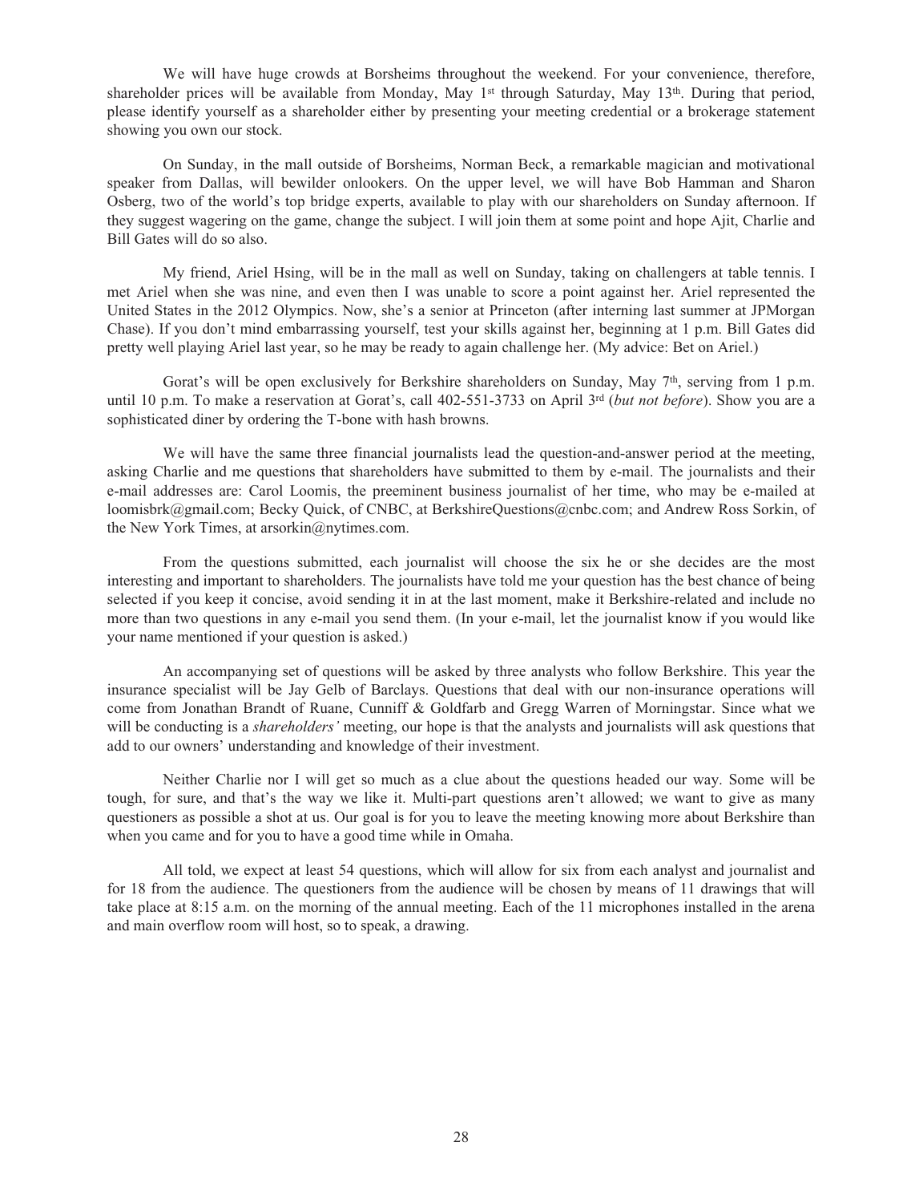We will have huge crowds at Borsheims throughout the weekend. For your convenience, therefore, shareholder prices will be available from Monday, May 1st through Saturday, May 13th. During that period, please identify yourself as a shareholder either by presenting your meeting credential or a brokerage statement showing you own our stock.

On Sunday, in the mall outside of Borsheims, Norman Beck, a remarkable magician and motivational speaker from Dallas, will bewilder onlookers. On the upper level, we will have Bob Hamman and Sharon Osberg, two of the world's top bridge experts, available to play with our shareholders on Sunday afternoon. If they suggest wagering on the game, change the subject. I will join them at some point and hope Ajit, Charlie and Bill Gates will do so also.

My friend, Ariel Hsing, will be in the mall as well on Sunday, taking on challengers at table tennis. I met Ariel when she was nine, and even then I was unable to score a point against her. Ariel represented the United States in the 2012 Olympics. Now, she's a senior at Princeton (after interning last summer at JPMorgan Chase). If you don't mind embarrassing yourself, test your skills against her, beginning at 1 p.m. Bill Gates did pretty well playing Ariel last year, so he may be ready to again challenge her. (My advice: Bet on Ariel.)

Gorat's will be open exclusively for Berkshire shareholders on Sunday, May 7th, serving from 1 p.m. until 10 p.m. To make a reservation at Gorat's, call 402-551-3733 on April 3rd (*but not before*). Show you are a sophisticated diner by ordering the T-bone with hash browns.

We will have the same three financial journalists lead the question-and-answer period at the meeting, asking Charlie and me questions that shareholders have submitted to them by e-mail. The journalists and their e-mail addresses are: Carol Loomis, the preeminent business journalist of her time, who may be e-mailed at loomisbrk@gmail.com; Becky Quick, of CNBC, at BerkshireQuestions@cnbc.com; and Andrew Ross Sorkin, of the New York Times, at arsorkin@nytimes.com.

From the questions submitted, each journalist will choose the six he or she decides are the most interesting and important to shareholders. The journalists have told me your question has the best chance of being selected if you keep it concise, avoid sending it in at the last moment, make it Berkshire-related and include no more than two questions in any e-mail you send them. (In your e-mail, let the journalist know if you would like your name mentioned if your question is asked.)

An accompanying set of questions will be asked by three analysts who follow Berkshire. This year the insurance specialist will be Jay Gelb of Barclays. Questions that deal with our non-insurance operations will come from Jonathan Brandt of Ruane, Cunniff & Goldfarb and Gregg Warren of Morningstar. Since what we will be conducting is a *shareholders'* meeting, our hope is that the analysts and journalists will ask questions that add to our owners' understanding and knowledge of their investment.

Neither Charlie nor I will get so much as a clue about the questions headed our way. Some will be tough, for sure, and that's the way we like it. Multi-part questions aren't allowed; we want to give as many questioners as possible a shot at us. Our goal is for you to leave the meeting knowing more about Berkshire than when you came and for you to have a good time while in Omaha.

All told, we expect at least 54 questions, which will allow for six from each analyst and journalist and for 18 from the audience. The questioners from the audience will be chosen by means of 11 drawings that will take place at 8:15 a.m. on the morning of the annual meeting. Each of the 11 microphones installed in the arena and main overflow room will host, so to speak, a drawing.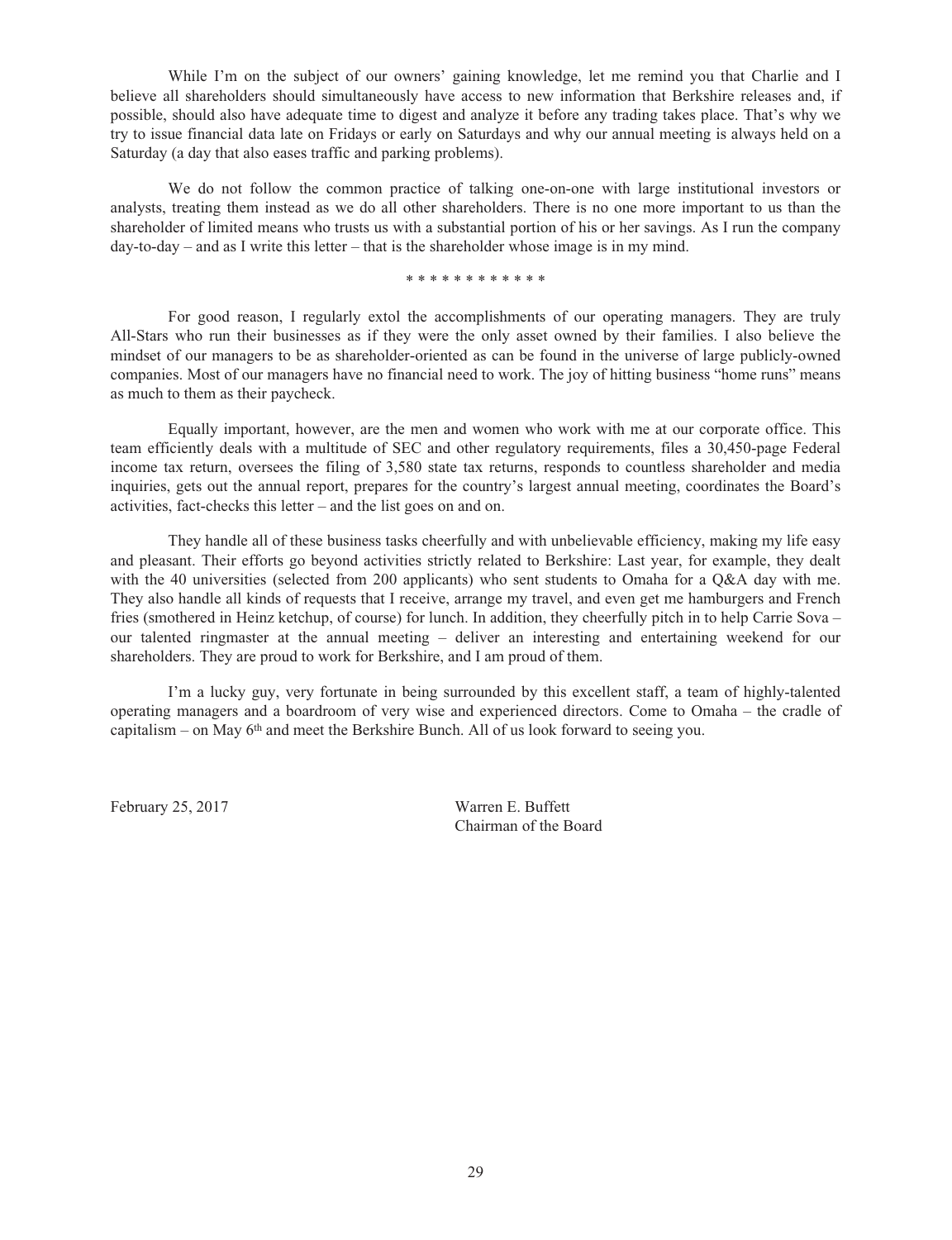While I'm on the subject of our owners' gaining knowledge, let me remind you that Charlie and I believe all shareholders should simultaneously have access to new information that Berkshire releases and, if possible, should also have adequate time to digest and analyze it before any trading takes place. That's why we try to issue financial data late on Fridays or early on Saturdays and why our annual meeting is always held on a Saturday (a day that also eases traffic and parking problems).

We do not follow the common practice of talking one-on-one with large institutional investors or analysts, treating them instead as we do all other shareholders. There is no one more important to us than the shareholder of limited means who trusts us with a substantial portion of his or her savings. As I run the company day-to-day – and as I write this letter – that is the shareholder whose image is in my mind.

************

For good reason, I regularly extol the accomplishments of our operating managers. They are truly All-Stars who run their businesses as if they were the only asset owned by their families. I also believe the mindset of our managers to be as shareholder-oriented as can be found in the universe of large publicly-owned companies. Most of our managers have no financial need to work. The joy of hitting business "home runs" means as much to them as their paycheck.

Equally important, however, are the men and women who work with me at our corporate office. This team efficiently deals with a multitude of SEC and other regulatory requirements, files a 30,450-page Federal income tax return, oversees the filing of 3,580 state tax returns, responds to countless shareholder and media inquiries, gets out the annual report, prepares for the country's largest annual meeting, coordinates the Board's activities, fact-checks this letter – and the list goes on and on.

They handle all of these business tasks cheerfully and with unbelievable efficiency, making my life easy and pleasant. Their efforts go beyond activities strictly related to Berkshire: Last year, for example, they dealt with the 40 universities (selected from 200 applicants) who sent students to Omaha for a Q&A day with me. They also handle all kinds of requests that I receive, arrange my travel, and even get me hamburgers and French fries (smothered in Heinz ketchup, of course) for lunch. In addition, they cheerfully pitch in to help Carrie Sova – our talented ringmaster at the annual meeting – deliver an interesting and entertaining weekend for our shareholders. They are proud to work for Berkshire, and I am proud of them.

I'm a lucky guy, very fortunate in being surrounded by this excellent staff, a team of highly-talented operating managers and a boardroom of very wise and experienced directors. Come to Omaha – the cradle of capitalism – on May 6th and meet the Berkshire Bunch. All of us look forward to seeing you.

February 25, 2017

Warren E. Buffett
Chairman of the Board